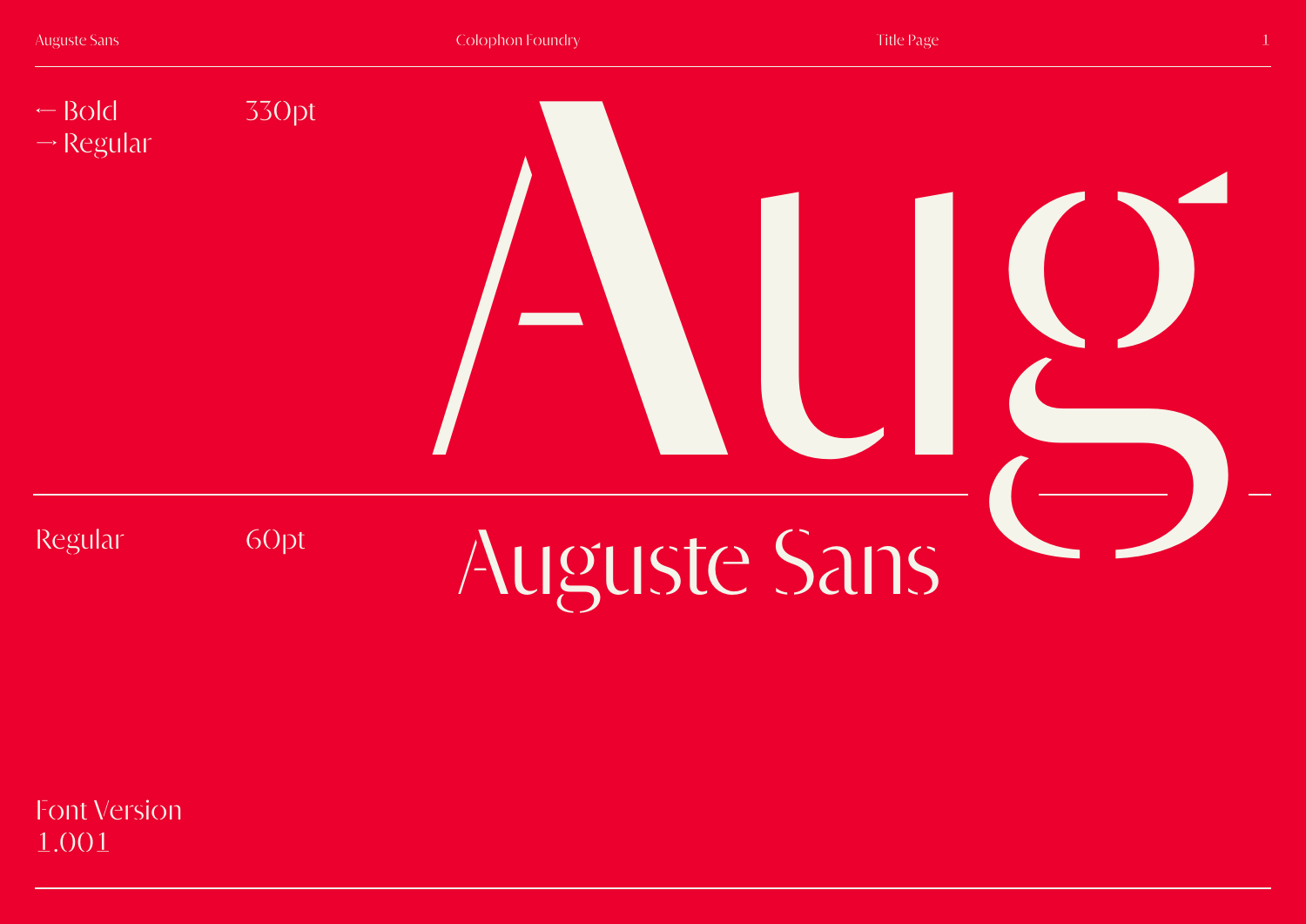← Bold 330pt
→ Regular

# Aug

Regular 60pt

## Auguste Sans

Font Version
1.001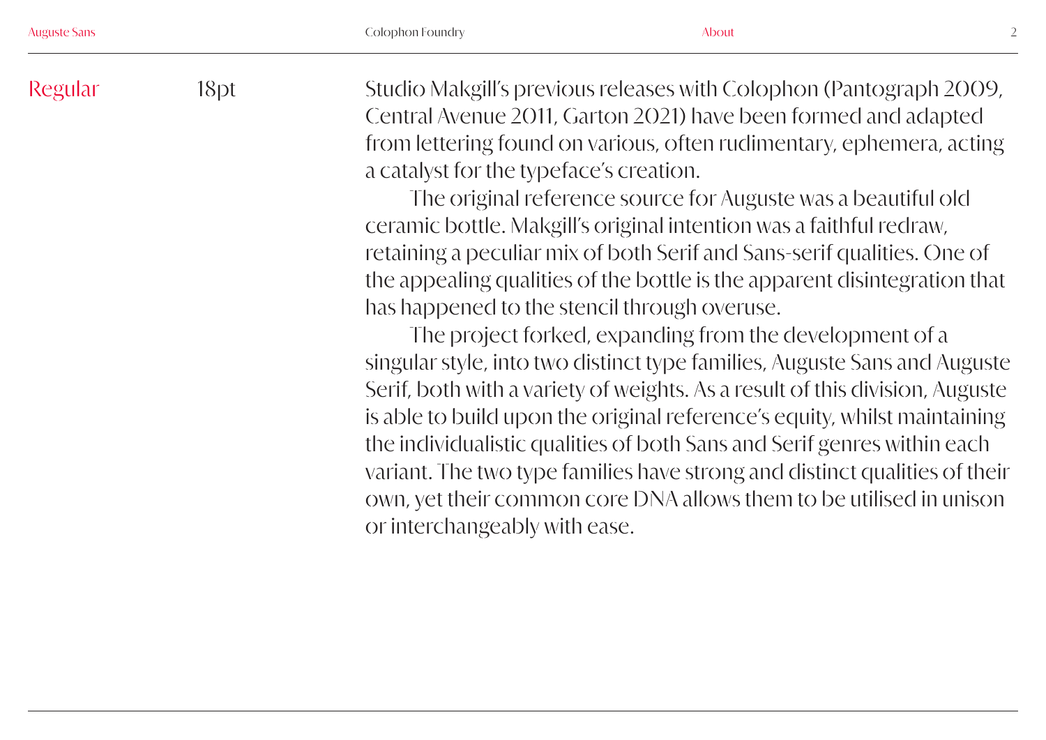Regular 18pt

Studio Makgill's previous releases with Colophon (Pantograph 2009, Central Avenue 2011, Garton 2021) have been formed and adapted from lettering found on various, often rudimentary, ephemera, acting a catalyst for the typeface's creation.

The original reference source for Auguste was a beautiful old ceramic bottle. Makgill's original intention was a faithful redraw, retaining a peculiar mix of both Serif and Sans-serif qualities. One of the appealing qualities of the bottle is the apparent disintegration that has happened to the stencil through overuse.

The project forked, expanding from the development of a singular style, into two distinct type families, Auguste Sans and Auguste Serif, both with a variety of weights. As a result of this division, Auguste is able to build upon the original reference's equity, whilst maintaining the individualistic qualities of both Sans and Serif genres within each variant. The two type families have strong and distinct qualities of their own, yet their common core DNA allows them to be utilised in unison or interchangeably with ease.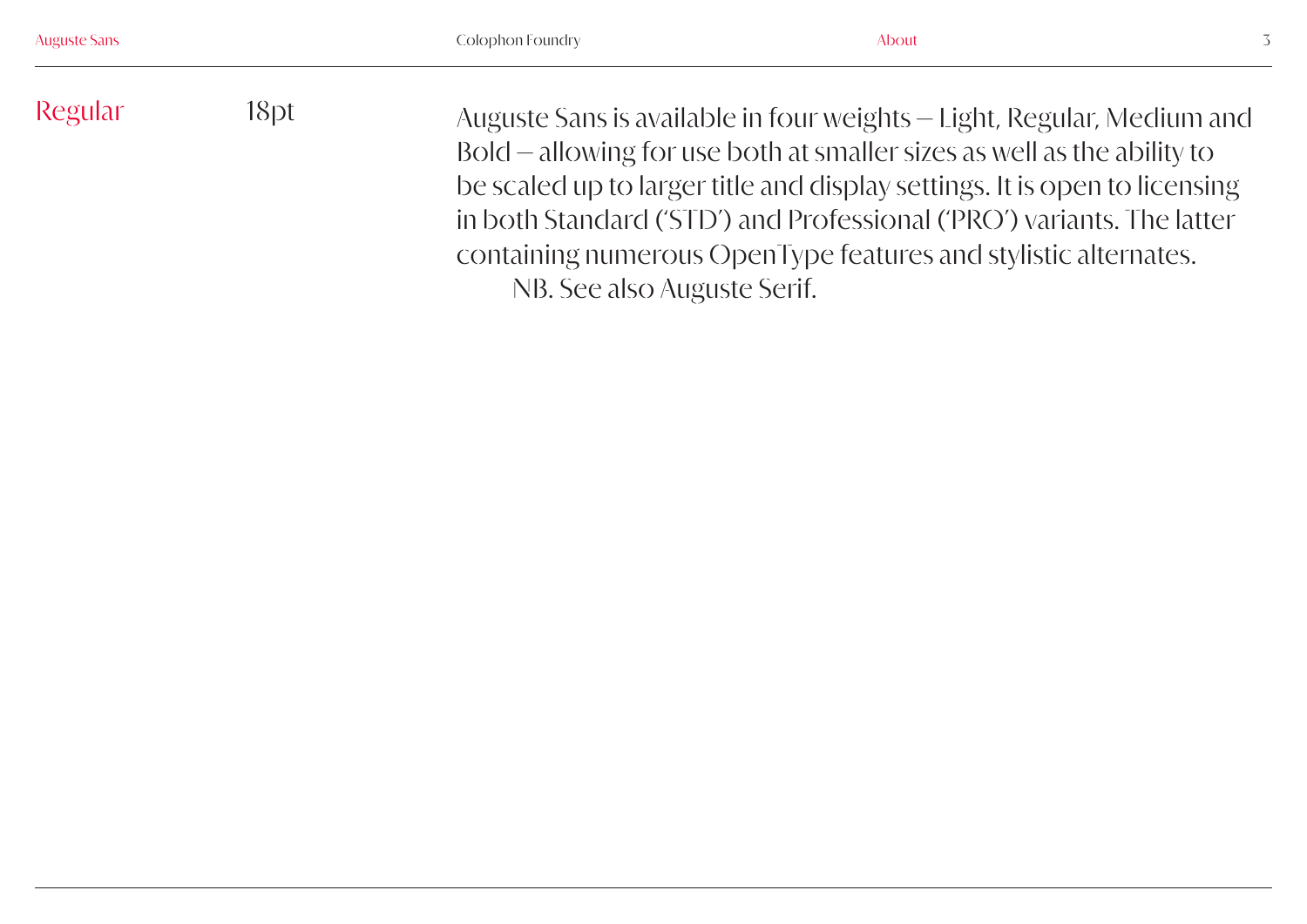Regular 18pt

Auguste Sans is available in four weights – Light, Regular, Medium and Bold – allowing for use both at smaller sizes as well as the ability to be scaled up to larger title and display settings. It is open to licensing in both Standard ('STD') and Professional ('PRO') variants. The latter containing numerous OpenType features and stylistic alternates.

NB. See also Auguste Serif.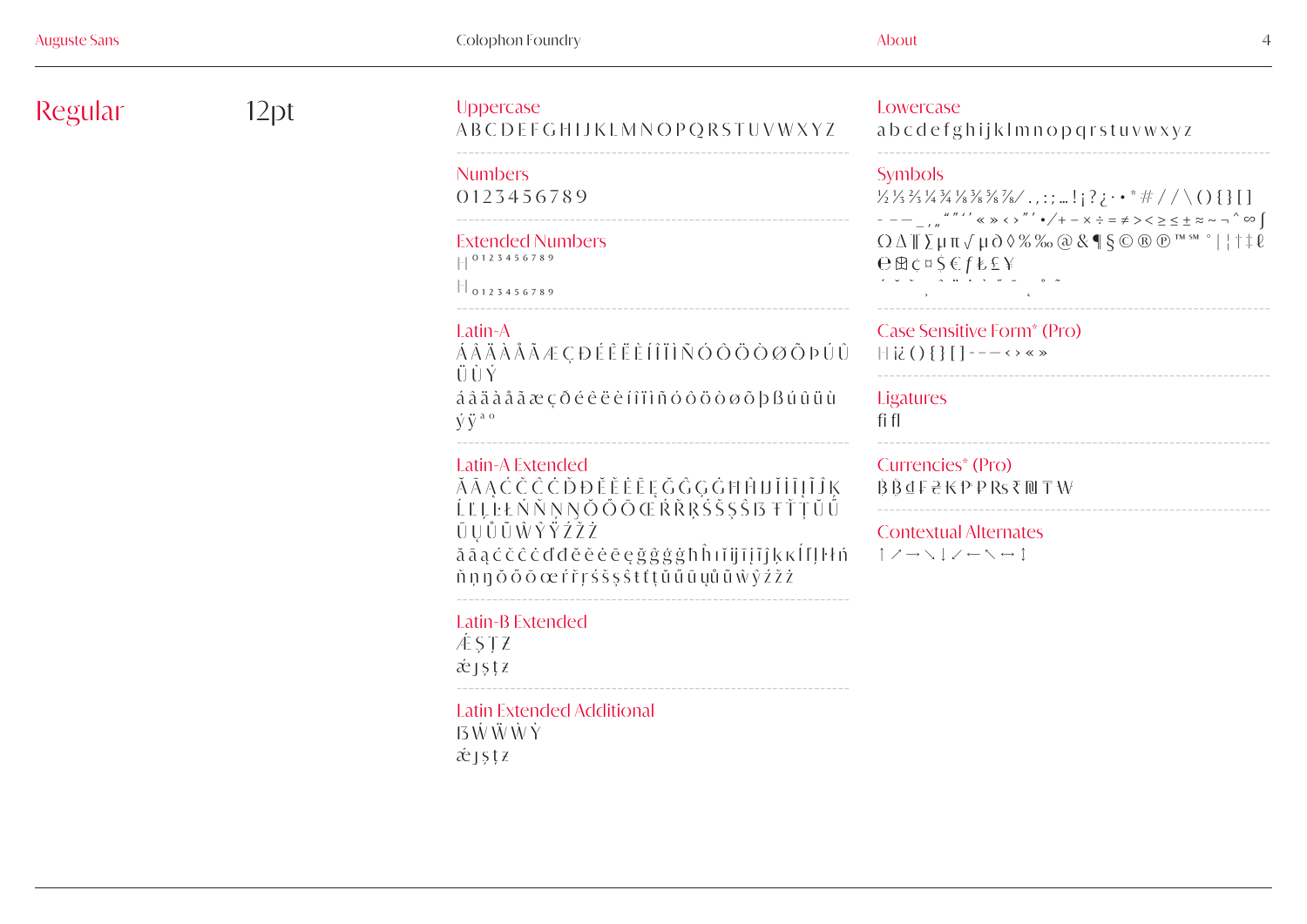# Regular

12pt

## Uppercase

A B C D E F G H I J K L M N O P Q R S T U V W X Y Z

## Numbers

0 1 2 3 4 5 6 7 8 9

## Extended Numbers

H 0 1 2 3 4 5 6 7 8 9

H 0 1 2 3 4 5 6 7 8 9

## Latin-A

Á Â Ä À Å Ã Æ Ç Ð É Ê Ë È Í Î Ï Ì Ñ Ó Ô Ö Ò Ø Õ Þ Ú Û Ü Ù Ý

á â ä à å ã æ ç ð é ê ë è í î ï ì ñ ó ô ö ò ø õ þ ß ú û ü ù ý ÿ ª º

## Latin-A Extended

Ă Ā Ą Ć Č Ĉ Ċ Ď Đ Ĕ Ě Ė Ē Ę Ğ Ĝ Ģ Ġ Ħ Ĥ Ĳ Ĭ Ī Į Ĩ Ĵ Ķ Ĺ Ľ Ļ Ŀ Ł Ń Ň Ņ Ŋ Ŏ Ő Ō Œ Ŕ Ř Ŗ Ś Š Ş Ŝ ẞ Ŧ Ť Ţ Ŭ Ű Ū Ų Ů Ũ Ŵ Ŷ Ÿ Ź Ž Ż

ă ā ą ć č ĉ ċ ď đ ĕ ě ė ē ę ğ ĝ ģ ġ ħ ĥ ı ĭ ĳ ī į ĩ ĵ ķ ĸ ĺ ľ ļ ŀ ł ń ň ņ ŋ ŏ ő ō œ ŕ ř ŗ ś š ş ŝ ŧ ť ţ ŭ ű ū ų ů ũ ŵ ŷ ź ž ż

## Latin-B Extended

Ǽ Ș Ț Ẑ

ǽ ȷ ș ț ẑ

## Latin Extended Additional

ẞ Ẃ Ẅ Ẁ Ỳ

ǽ ȷ ș ț ẑ

## Lowercase

a b c d e f g h i j k l m n o p q r s t u v w x y z

## Symbols

½ ⅓ ⅔ ¼ ¾ ⅛ ⅜ ⅝ ⅞ ⁄ . , : ; … ! ¡ ? ¿ · • * # / / \ ( ) { } [ ]
- – — _ ‚ „ " " ' ' « » ‹ › ″ ′ • / + − × ÷ = ≠ > < ≥ ≤ ± ≈ ~ ¬ ^ ∞ ∫
Ω ∆ ∏ ∑ µ π √ µ ∂ ◊ % ‰ @ & ¶ § © ® ℗ ™ ℠ ° | ¦ † ‡ ℓ
₾ ₿ ¢ ¤ $ € ƒ ₺ £ ¥
´ ˘ ˇ ¸ ˆ ¨ ˙ ` ˝ ¯ ˛ ˚ ˜

## Case Sensitive Form* (Pro)

H ¡ ¿ ( ) { } [ ] - – — ‹ › « »

## Ligatures

fi fl

## Currencies* (Pro)

₿ ₿ ₫ ₣ ₴ ₭ ₱ ₽ ₨ ₹ ₪ ₸ ₩

## Contextual Alternates

↑ ↗ → ↘ ↓ ↙ ← ↖ ↔ ↕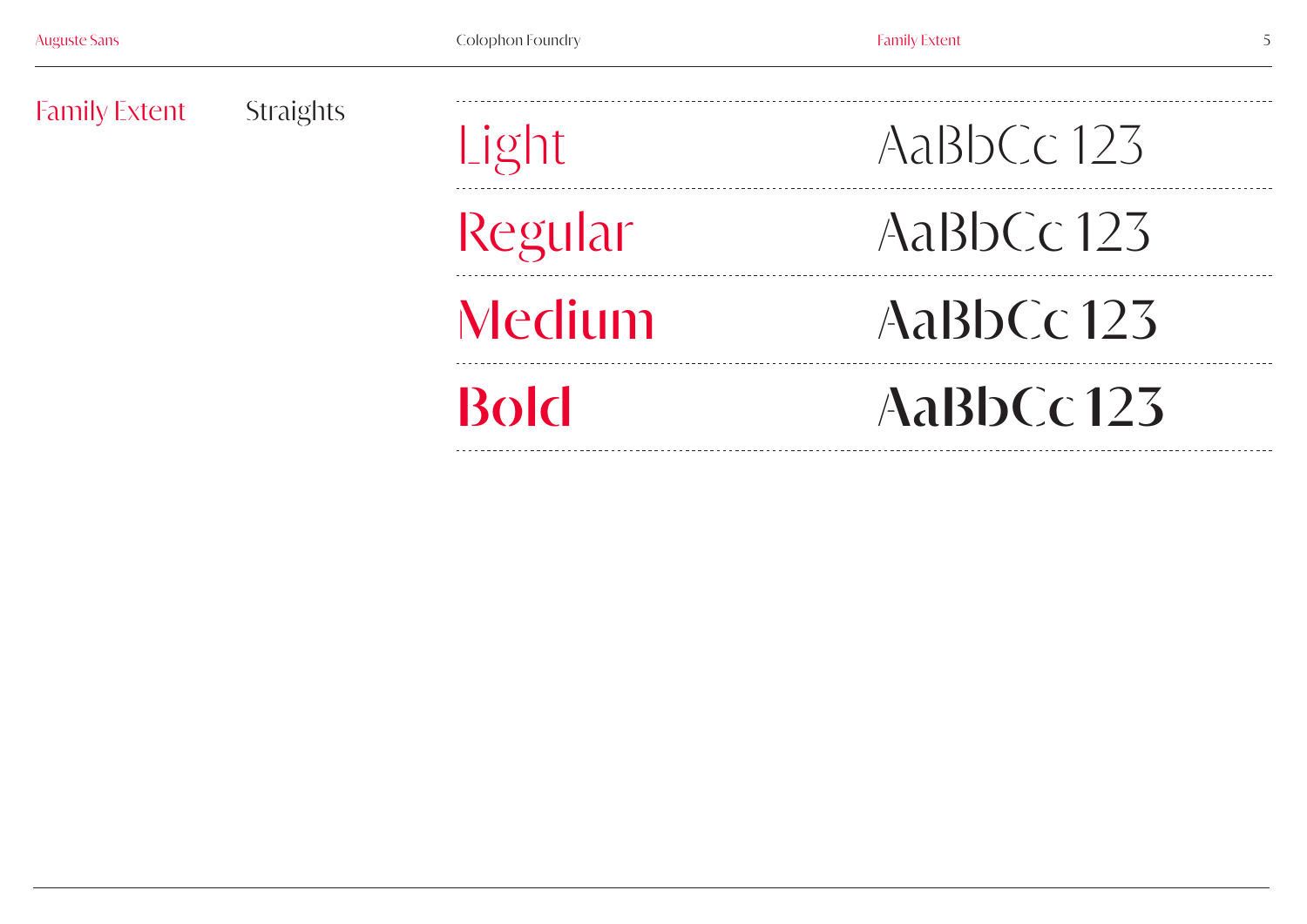## Family Extent

### Straights

| | |
|---|---|
| Light | AaBbCc 123 |
| Regular | AaBbCc 123 |
| Medium | AaBbCc 123 |
| Bold | AaBbCc 123 |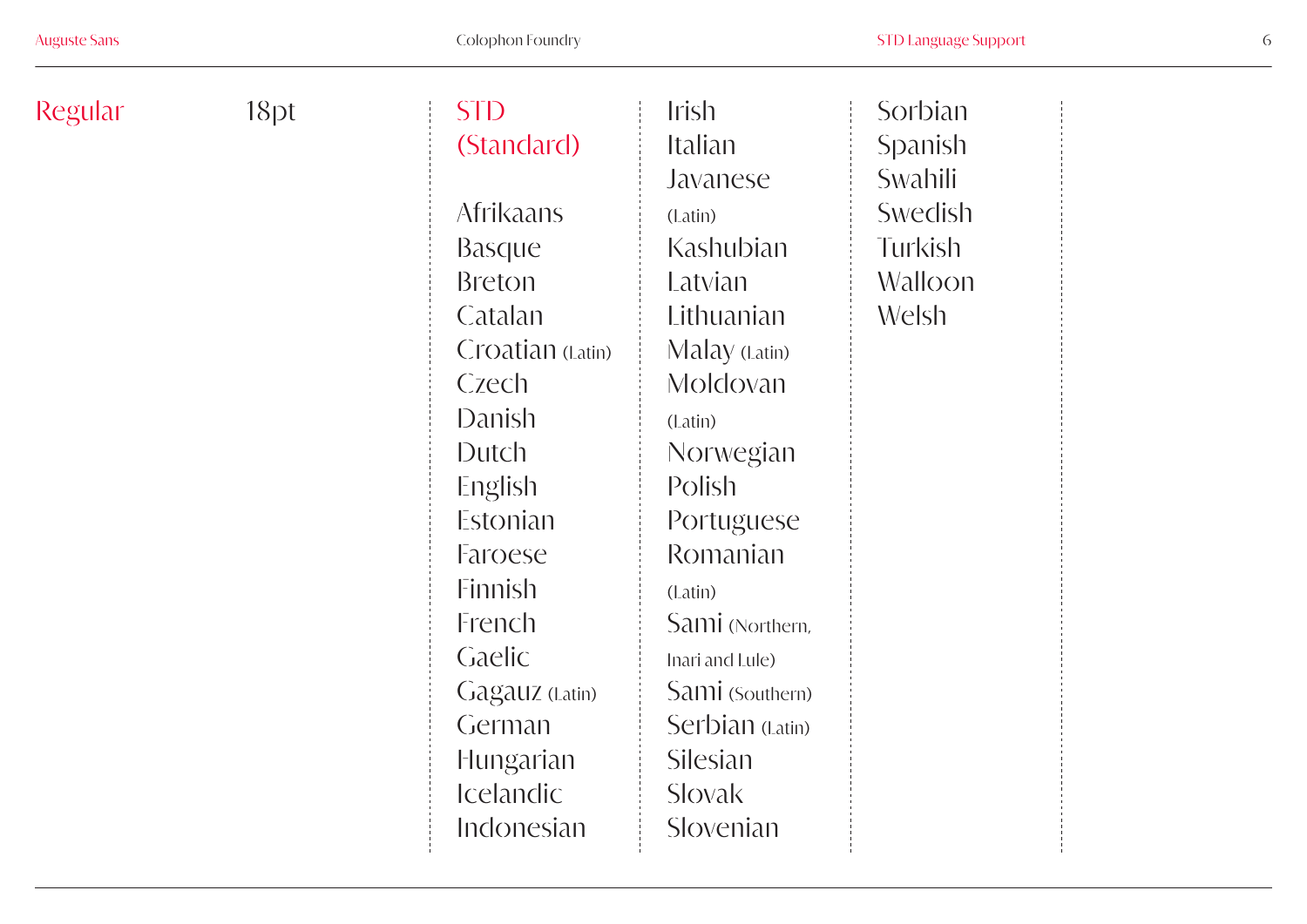Regular 18pt

## STD (Standard)

Afrikaans
Basque
Breton
Catalan
Croatian (Latin)
Czech
Danish
Dutch
English
Estonian
Faroese
Finnish
French
Gaelic
Gagauz (Latin)
German
Hungarian
Icelandic
Indonesian
Irish
Italian
Javanese (Latin)
Kashubian
Latvian
Lithuanian
Malay (Latin)
Moldovan (Latin)
Norwegian
Polish
Portuguese
Romanian (Latin)
Sami (Northern, Inari and Lule)
Sami (Southern)
Serbian (Latin)
Silesian
Slovak
Slovenian
Sorbian
Spanish
Swahili
Swedish
Turkish
Walloon
Welsh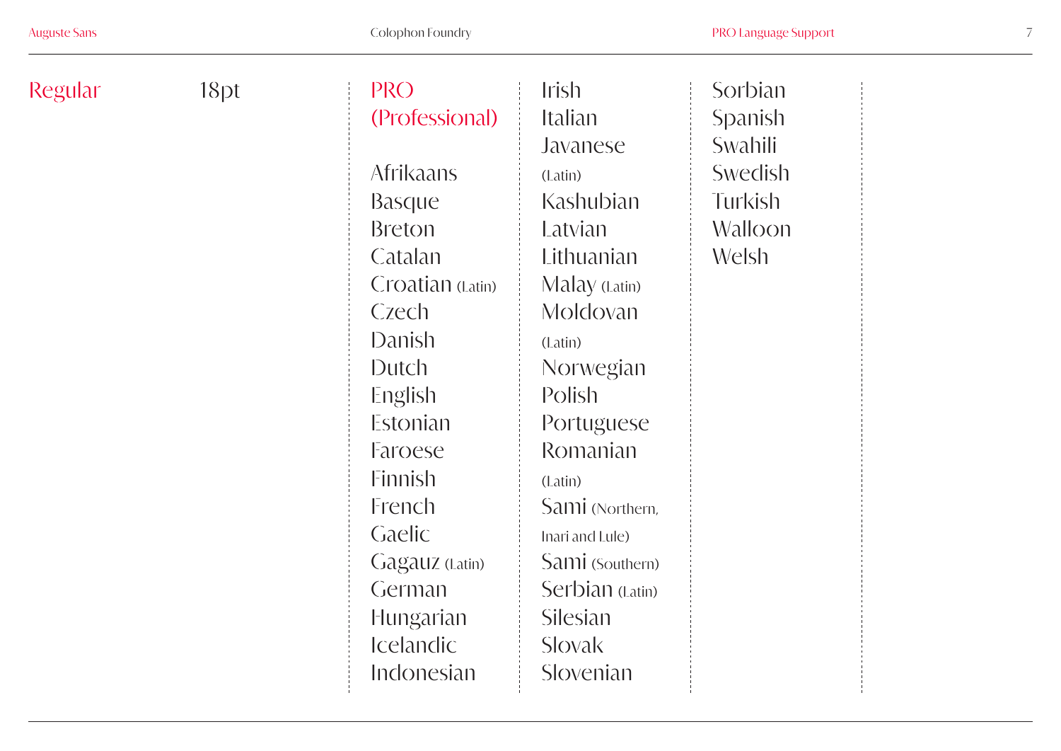Regular

18pt

**PRO (Professional)**

Afrikaans
Basque
Breton
Catalan
Croatian (Latin)
Czech
Danish
Dutch
English
Estonian
Faroese
Finnish
French
Gaelic
Gagauz (Latin)
German
Hungarian
Icelandic
Indonesian
Irish
Italian
Javanese (Latin)
Kashubian
Latvian
Lithuanian
Malay (Latin)
Moldovan (Latin)
Norwegian
Polish
Portuguese
Romanian (Latin)
Sami (Northern, Inari and Lule)
Sami (Southern)
Serbian (Latin)
Silesian
Slovak
Slovenian
Sorbian
Spanish
Swahili
Swedish
Turkish
Walloon
Welsh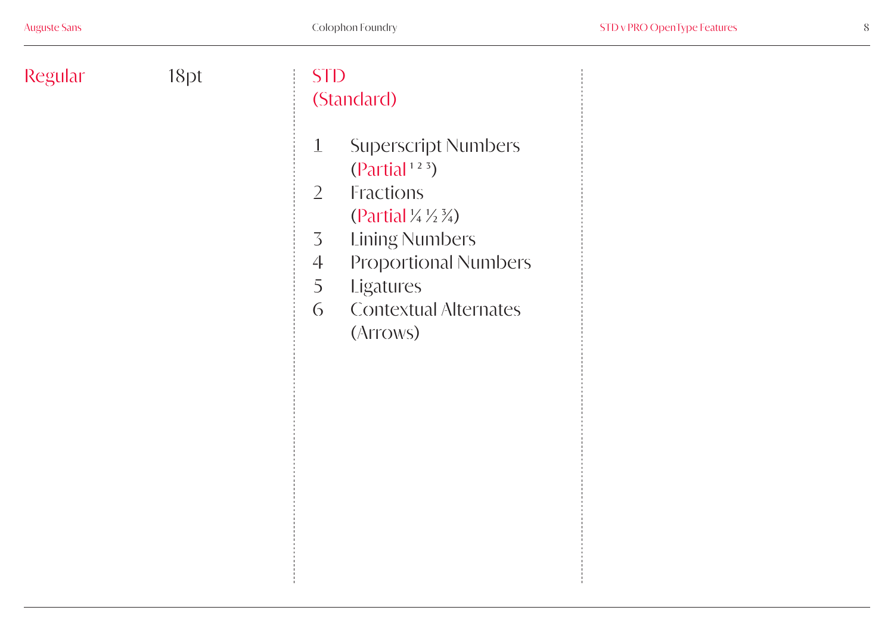Regular 18pt

## STD (Standard)

1. Superscript Numbers (Partial ¹ ² ³)
2. Fractions (Partial ¼ ½ ¾)
3. Lining Numbers
4. Proportional Numbers
5. Ligatures
6. Contextual Alternates (Arrows)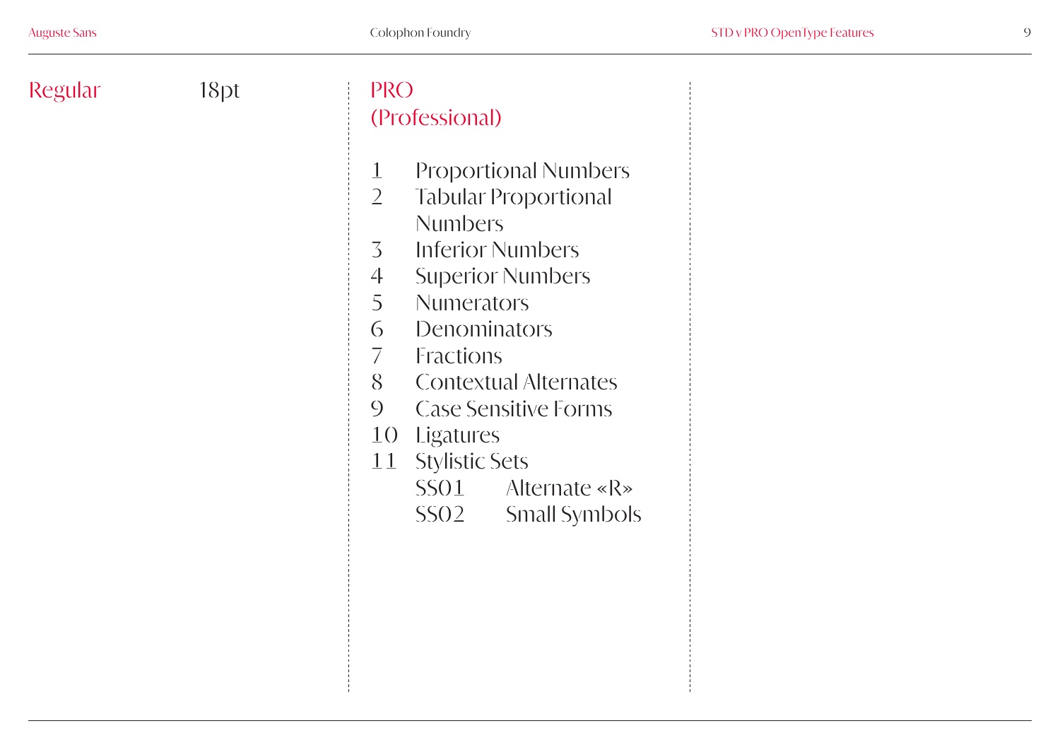Regular 18pt

## PRO (Professional)

1. Proportional Numbers
2. Tabular Proportional Numbers
3. Inferior Numbers
4. Superior Numbers
5. Numerators
6. Denominators
7. Fractions
8. Contextual Alternates
9. Case Sensitive Forms
10. Ligatures
11. Stylistic Sets
    - SS01 Alternate «R»
    - SS02 Small Symbols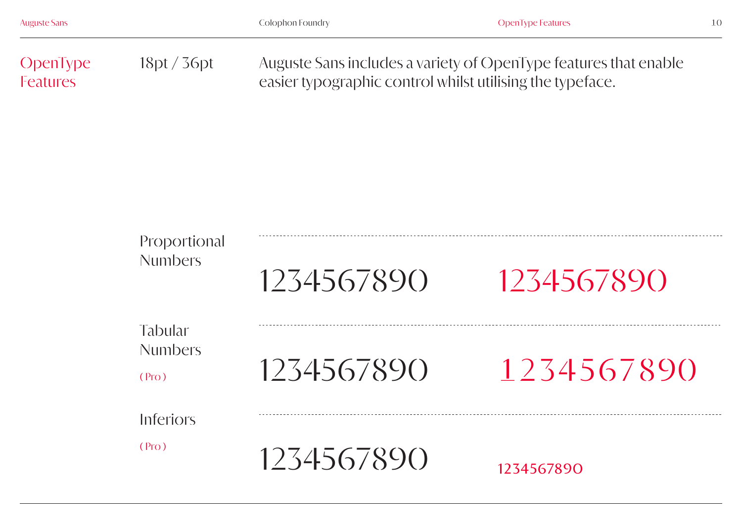# OpenType Features

18pt / 36pt

Auguste Sans includes a variety of OpenType features that enable easier typographic control whilst utilising the typeface.

| Feature | Default | Applied |
| --- | --- | --- |
| Proportional Numbers | 1234567890 | 1234567890 |
| Tabular Numbers ( Pro ) | 1234567890 | 1234567890 |
| Inferiors ( Pro ) | 1234567890 | 1234567890 |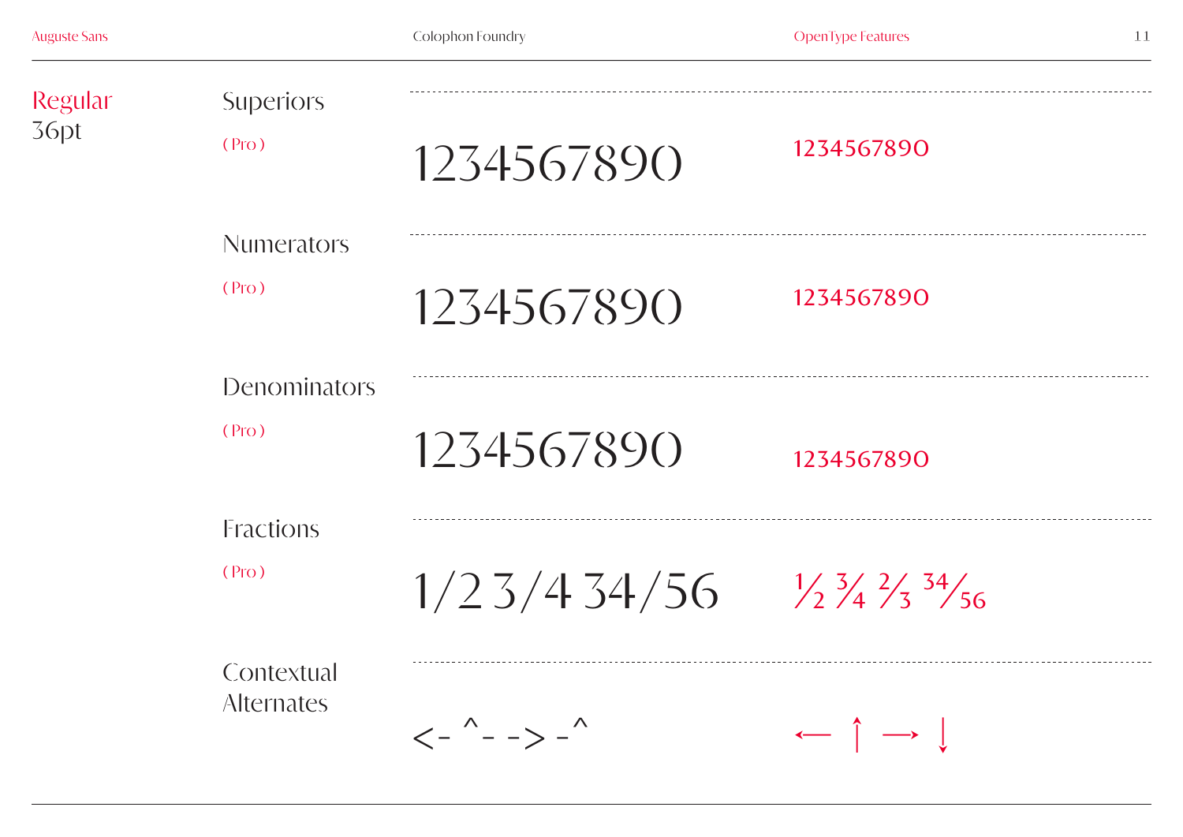## Regular
36pt

### Superiors
( Pro )

1234567890

1234567890

### Numerators
( Pro )

1234567890

1234567890

### Denominators
( Pro )

1234567890

1234567890

### Fractions
( Pro )

1/2 3/4 34/56

½ ¾ ⅔ 34⁄56

### Contextual Alternates

<- ^- -> -^

← ↑ → ↓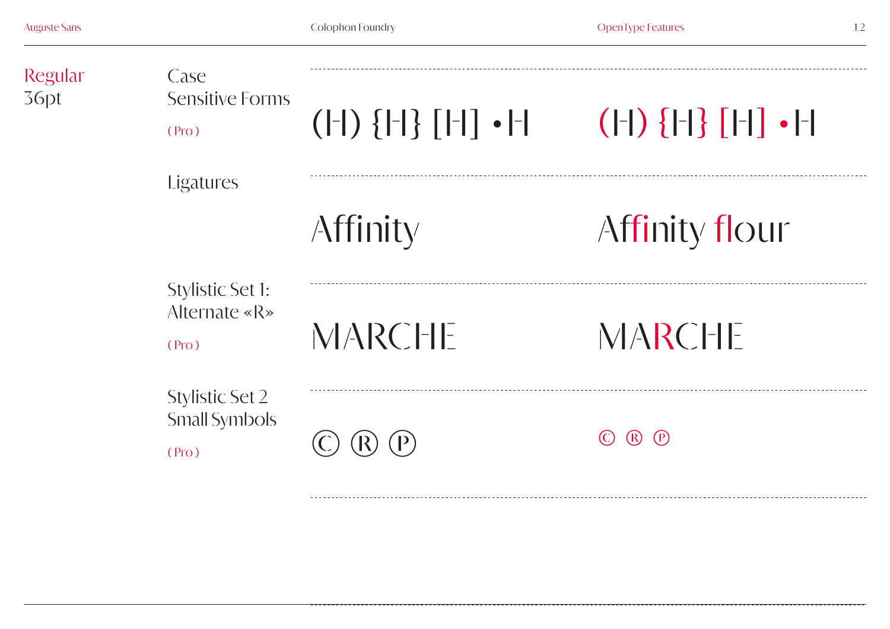## Regular
36pt

| Feature | Default | Feature applied |
| --- | --- | --- |
| Case Sensitive Forms ( Pro ) | (H) {H} [H] •H | (H) {H} [H] •H |
| Ligatures | Affinity | Affinity flour |
| Stylistic Set 1: Alternate «R» ( Pro ) | MARCHE | MARCHE |
| Stylistic Set 2 Small Symbols ( Pro ) | © ® ℗ | © ® ℗ |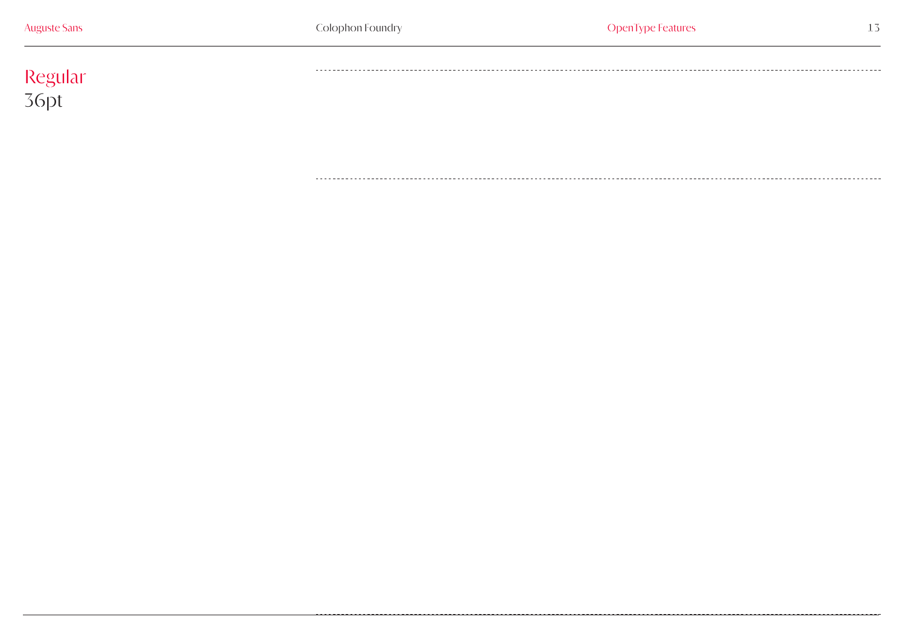## Regular
36pt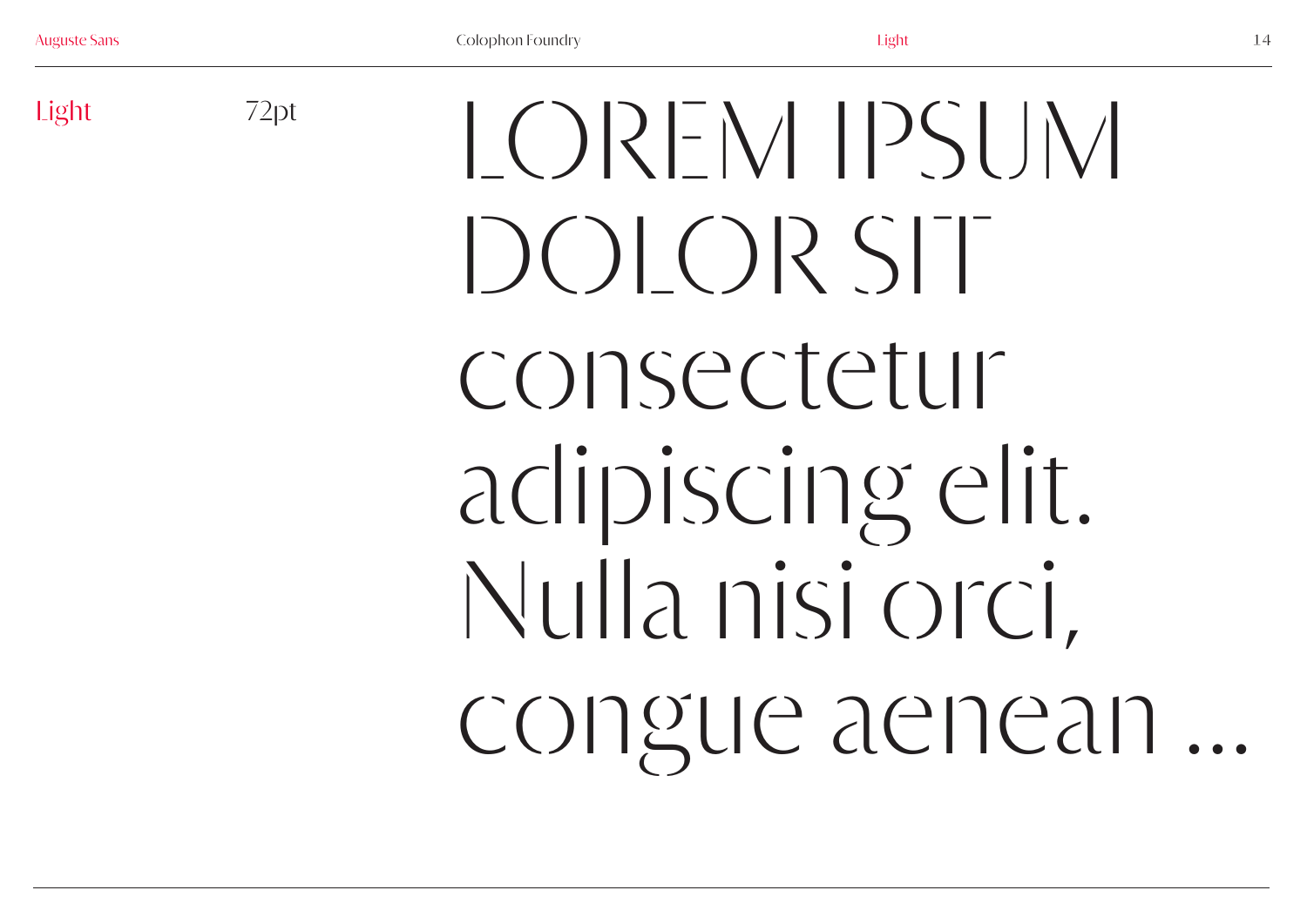Light

72pt

LOREM IPSUM
DOLOR SIT
consectetur
adipiscing elit.
Nulla nisi orci,
congue aenean ...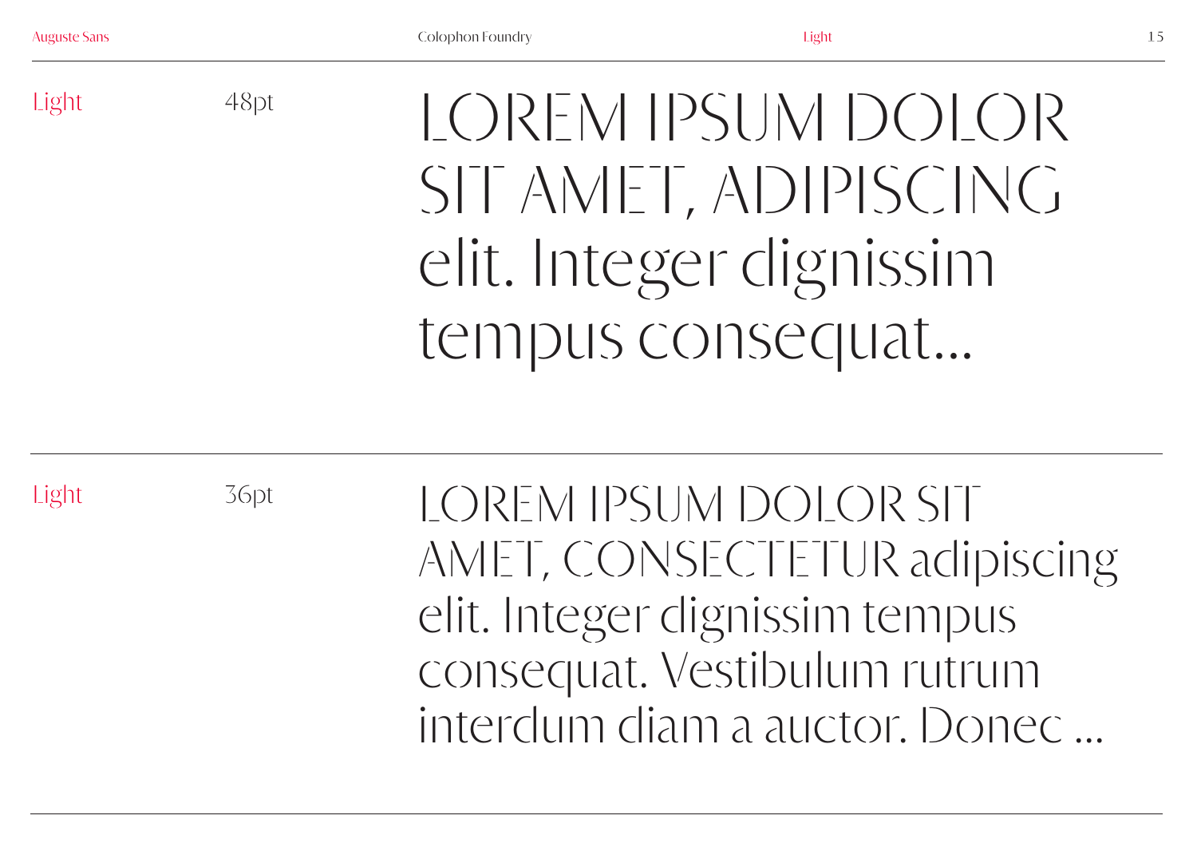Light 48pt

LOREM IPSUM DOLOR
SIT AMET, ADIPISCING
elit. Integer dignissim
tempus consequat...

---

Light 36pt

LOREM IPSUM DOLOR SIT
AMET, CONSECTETUR adipiscing
elit. Integer dignissim tempus
consequat. Vestibulum rutrum
interdum diam a auctor. Donec ...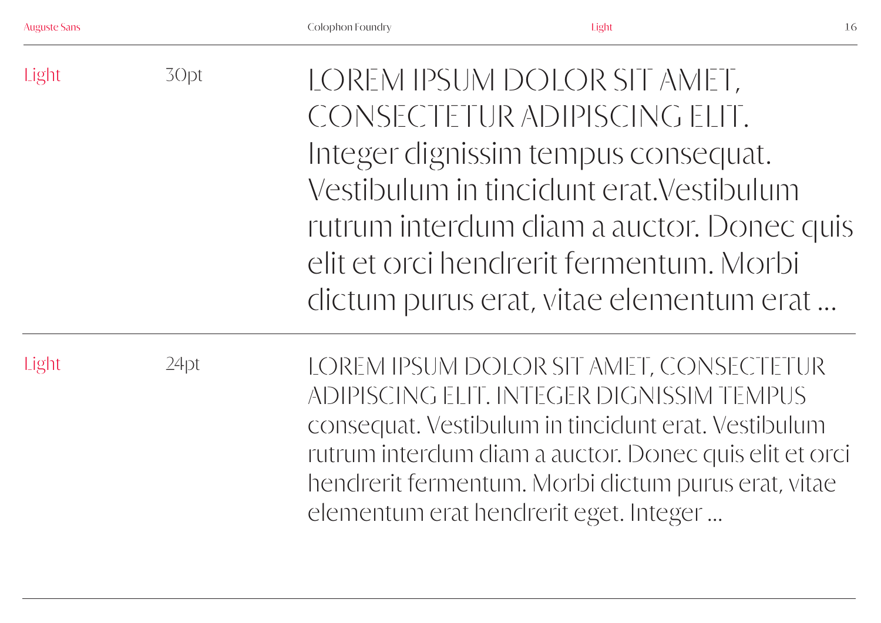Light | 30pt

LOREM IPSUM DOLOR SIT AMET, CONSECTETUR ADIPISCING ELIT. Integer dignissim tempus consequat. Vestibulum in tincidunt erat.Vestibulum rutrum interdum diam a auctor. Donec quis elit et orci hendrerit fermentum. Morbi dictum purus erat, vitae elementum erat ...

---

Light | 24pt

LOREM IPSUM DOLOR SIT AMET, CONSECTETUR ADIPISCING ELIT. INTEGER DIGNISSIM TEMPUS consequat. Vestibulum in tincidunt erat. Vestibulum rutrum interdum diam a auctor. Donec quis elit et orci hendrerit fermentum. Morbi dictum purus erat, vitae elementum erat hendrerit eget. Integer ...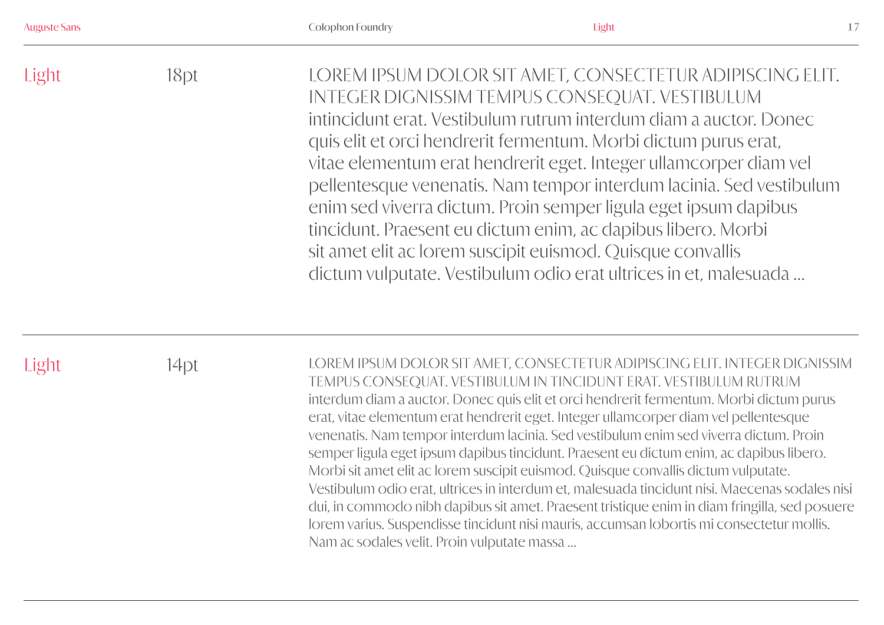Light 18pt

LOREM IPSUM DOLOR SIT AMET, CONSECTETUR ADIPISCING ELIT. INTEGER DIGNISSIM TEMPUS CONSEQUAT. VESTIBULUM intincidunt erat. Vestibulum rutrum interdum diam a auctor. Donec quis elit et orci hendrerit fermentum. Morbi dictum purus erat, vitae elementum erat hendrerit eget. Integer ullamcorper diam vel pellentesque venenatis. Nam tempor interdum lacinia. Sed vestibulum enim sed viverra dictum. Proin semper ligula eget ipsum dapibus tincidunt. Praesent eu dictum enim, ac dapibus libero. Morbi sit amet elit ac lorem suscipit euismod. Quisque convallis dictum vulputate. Vestibulum odio erat ultrices in et, malesuada …

---

Light 14pt

LOREM IPSUM DOLOR SIT AMET, CONSECTETUR ADIPISCING ELIT. INTEGER DIGNISSIM TEMPUS CONSEQUAT. VESTIBULUM IN TINCIDUNT ERAT. VESTIBULUM RUTRUM interdum diam a auctor. Donec quis elit et orci hendrerit fermentum. Morbi dictum purus erat, vitae elementum erat hendrerit eget. Integer ullamcorper diam vel pellentesque venenatis. Nam tempor interdum lacinia. Sed vestibulum enim sed viverra dictum. Proin semper ligula eget ipsum dapibus tincidunt. Praesent eu dictum enim, ac dapibus libero. Morbi sit amet elit ac lorem suscipit euismod. Quisque convallis dictum vulputate. Vestibulum odio erat, ultrices in interdum et, malesuada tincidunt nisi. Maecenas sodales nisi dui, in commodo nibh dapibus sit amet. Praesent tristique enim in diam fringilla, sed posuere lorem varius. Suspendisse tincidunt nisi mauris, accumsan lobortis mi consectetur mollis. Nam ac sodales velit. Proin vulputate massa …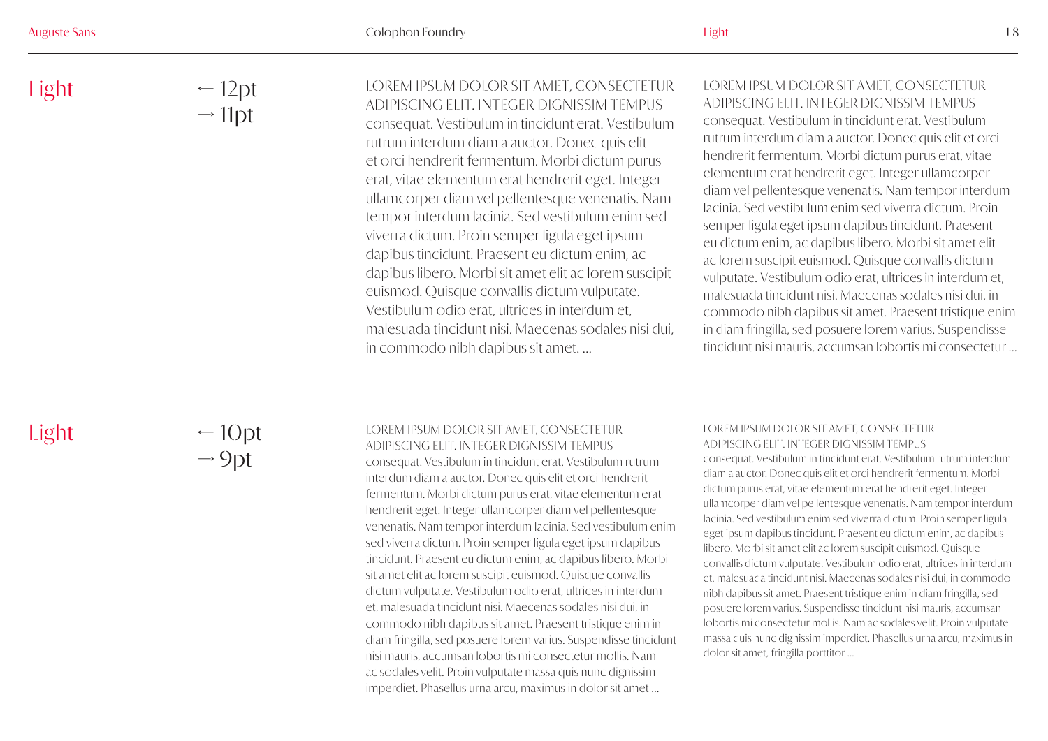## Light

← 12pt
→ 11pt

LOREM IPSUM DOLOR SIT AMET, CONSECTETUR ADIPISCING ELIT. INTEGER DIGNISSIM TEMPUS consequat. Vestibulum in tincidunt erat. Vestibulum rutrum interdum diam a auctor. Donec quis elit et orci hendrerit fermentum. Morbi dictum purus erat, vitae elementum erat hendrerit eget. Integer ullamcorper diam vel pellentesque venenatis. Nam tempor interdum lacinia. Sed vestibulum enim sed viverra dictum. Proin semper ligula eget ipsum dapibus tincidunt. Praesent eu dictum enim, ac dapibus libero. Morbi sit amet elit ac lorem suscipit euismod. Quisque convallis dictum vulputate. Vestibulum odio erat, ultrices in interdum et, malesuada tincidunt nisi. Maecenas sodales nisi dui, in commodo nibh dapibus sit amet. …

LOREM IPSUM DOLOR SIT AMET, CONSECTETUR ADIPISCING ELIT. INTEGER DIGNISSIM TEMPUS consequat. Vestibulum in tincidunt erat. Vestibulum rutrum interdum diam a auctor. Donec quis elit et orci hendrerit fermentum. Morbi dictum purus erat, vitae elementum erat hendrerit eget. Integer ullamcorper diam vel pellentesque venenatis. Nam tempor interdum lacinia. Sed vestibulum enim sed viverra dictum. Proin semper ligula eget ipsum dapibus tincidunt. Praesent eu dictum enim, ac dapibus libero. Morbi sit amet elit ac lorem suscipit euismod. Quisque convallis dictum vulputate. Vestibulum odio erat, ultrices in interdum et, malesuada tincidunt nisi. Maecenas sodales nisi dui, in commodo nibh dapibus sit amet. Praesent tristique enim in diam fringilla, sed posuere lorem varius. Suspendisse tincidunt nisi mauris, accumsan lobortis mi consectetur …

## Light

← 10pt
→ 9pt

LOREM IPSUM DOLOR SIT AMET, CONSECTETUR ADIPISCING ELIT. INTEGER DIGNISSIM TEMPUS consequat. Vestibulum in tincidunt erat. Vestibulum rutrum interdum diam a auctor. Donec quis elit et orci hendrerit fermentum. Morbi dictum purus erat, vitae elementum erat hendrerit eget. Integer ullamcorper diam vel pellentesque venenatis. Nam tempor interdum lacinia. Sed vestibulum enim sed viverra dictum. Proin semper ligula eget ipsum dapibus tincidunt. Praesent eu dictum enim, ac dapibus libero. Morbi sit amet elit ac lorem suscipit euismod. Quisque convallis dictum vulputate. Vestibulum odio erat, ultrices in interdum et, malesuada tincidunt nisi. Maecenas sodales nisi dui, in commodo nibh dapibus sit amet. Praesent tristique enim in diam fringilla, sed posuere lorem varius. Suspendisse tincidunt nisi mauris, accumsan lobortis mi consectetur mollis. Nam ac sodales velit. Proin vulputate massa quis nunc dignissim imperdiet. Phasellus urna arcu, maximus in dolor sit amet …

LOREM IPSUM DOLOR SIT AMET, CONSECTETUR ADIPISCING ELIT. INTEGER DIGNISSIM TEMPUS consequat. Vestibulum in tincidunt erat. Vestibulum rutrum interdum diam a auctor. Donec quis elit et orci hendrerit fermentum. Morbi dictum purus erat, vitae elementum erat hendrerit eget. Integer ullamcorper diam vel pellentesque venenatis. Nam tempor interdum lacinia. Sed vestibulum enim sed viverra dictum. Proin semper ligula eget ipsum dapibus tincidunt. Praesent eu dictum enim, ac dapibus libero. Morbi sit amet elit ac lorem suscipit euismod. Quisque convallis dictum vulputate. Vestibulum odio erat, ultrices in interdum et, malesuada tincidunt nisi. Maecenas sodales nisi dui, in commodo nibh dapibus sit amet. Praesent tristique enim in diam fringilla, sed posuere lorem varius. Suspendisse tincidunt nisi mauris, accumsan lobortis mi consectetur mollis. Nam ac sodales velit. Proin vulputate massa quis nunc dignissim imperdiet. Phasellus urna arcu, maximus in dolor sit amet, fringilla porttitor …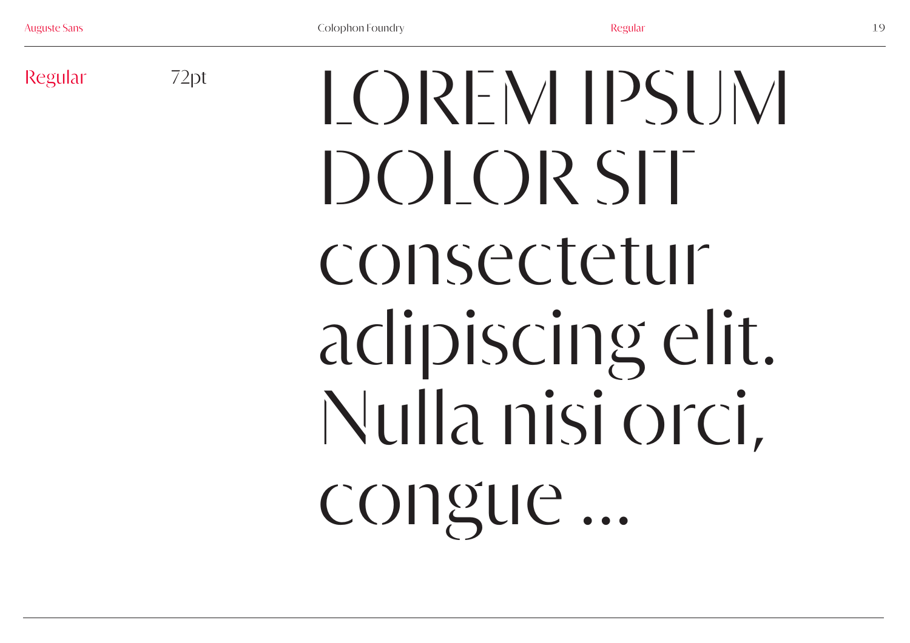Regular

72pt

LOREM IPSUM DOLOR SIT consectetur adipiscing elit. Nulla nisi orci, congue ...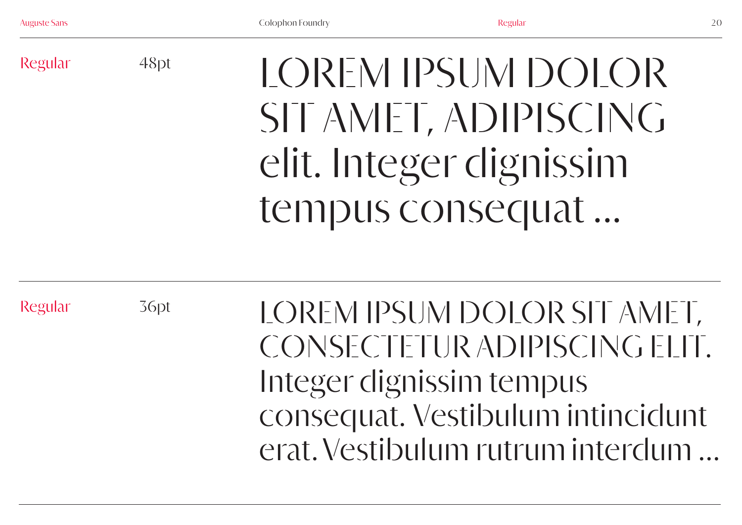Regular

48pt

LOREM IPSUM DOLOR SIT AMET, ADIPISCING elit. Integer dignissim tempus consequat ...

---

Regular

36pt

LOREM IPSUM DOLOR SIT AMET, CONSECTETUR ADIPISCING ELIT. Integer dignissim tempus consequat. Vestibulum intincidunt erat. Vestibulum rutrum interdum ...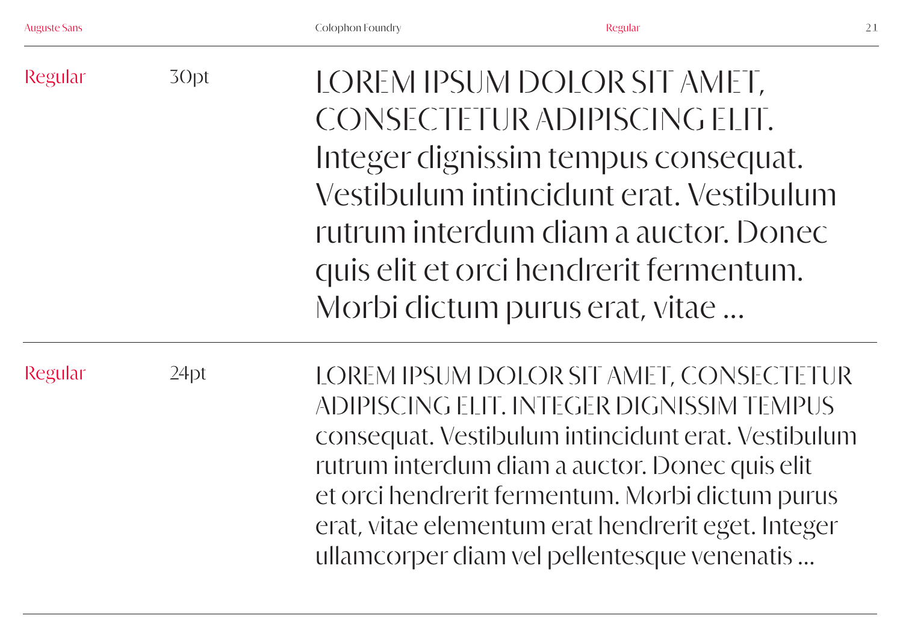Regular 30pt

LOREM IPSUM DOLOR SIT AMET, CONSECTETUR ADIPISCING ELIT. Integer dignissim tempus consequat. Vestibulum intincidunt erat. Vestibulum rutrum interdum diam a auctor. Donec quis elit et orci hendrerit fermentum. Morbi dictum purus erat, vitae ...

Regular 24pt

LOREM IPSUM DOLOR SIT AMET, CONSECTETUR ADIPISCING ELIT. INTEGER DIGNISSIM TEMPUS consequat. Vestibulum intincidunt erat. Vestibulum rutrum interdum diam a auctor. Donec quis elit et orci hendrerit fermentum. Morbi dictum purus erat, vitae elementum erat hendrerit eget. Integer ullamcorper diam vel pellentesque venenatis ...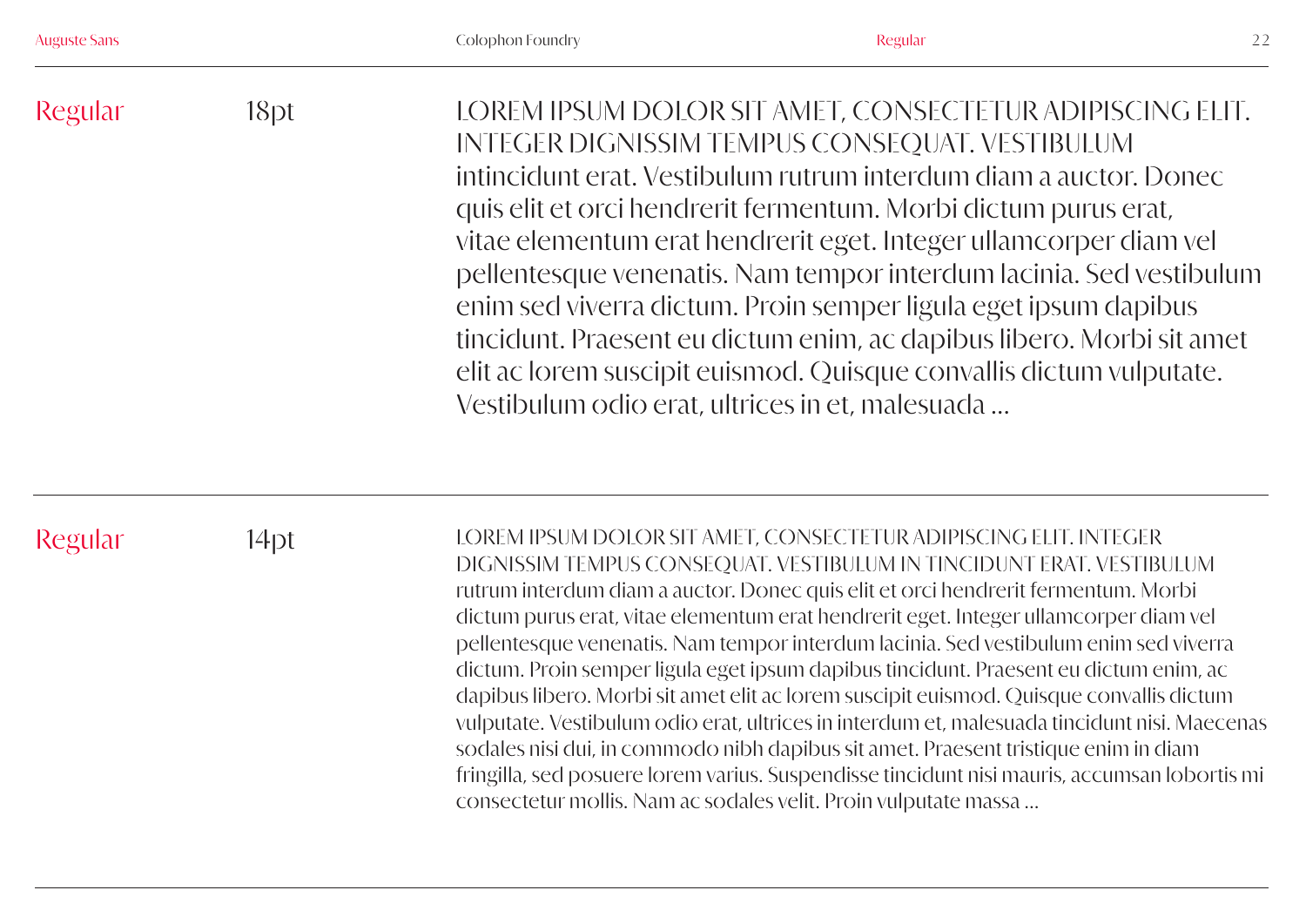Regular 18pt

LOREM IPSUM DOLOR SIT AMET, CONSECTETUR ADIPISCING ELIT. INTEGER DIGNISSIM TEMPUS CONSEQUAT. VESTIBULUM intincidunt erat. Vestibulum rutrum interdum diam a auctor. Donec quis elit et orci hendrerit fermentum. Morbi dictum purus erat, vitae elementum erat hendrerit eget. Integer ullamcorper diam vel pellentesque venenatis. Nam tempor interdum lacinia. Sed vestibulum enim sed viverra dictum. Proin semper ligula eget ipsum dapibus tincidunt. Praesent eu dictum enim, ac dapibus libero. Morbi sit amet elit ac lorem suscipit euismod. Quisque convallis dictum vulputate. Vestibulum odio erat, ultrices in et, malesuada ...

Regular 14pt

LOREM IPSUM DOLOR SIT AMET, CONSECTETUR ADIPISCING ELIT. INTEGER DIGNISSIM TEMPUS CONSEQUAT. VESTIBULUM IN TINCIDUNT ERAT. VESTIBULUM rutrum interdum diam a auctor. Donec quis elit et orci hendrerit fermentum. Morbi dictum purus erat, vitae elementum erat hendrerit eget. Integer ullamcorper diam vel pellentesque venenatis. Nam tempor interdum lacinia. Sed vestibulum enim sed viverra dictum. Proin semper ligula eget ipsum dapibus tincidunt. Praesent eu dictum enim, ac dapibus libero. Morbi sit amet elit ac lorem suscipit euismod. Quisque convallis dictum vulputate. Vestibulum odio erat, ultrices in interdum et, malesuada tincidunt nisi. Maecenas sodales nisi dui, in commodo nibh dapibus sit amet. Praesent tristique enim in diam fringilla, sed posuere lorem varius. Suspendisse tincidunt nisi mauris, accumsan lobortis mi consectetur mollis. Nam ac sodales velit. Proin vulputate massa ...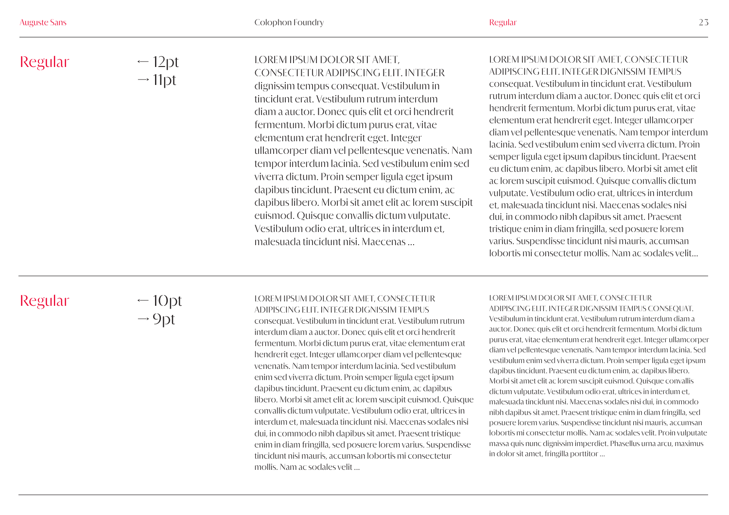## Regular

← 12pt
→ 11pt

LOREM IPSUM DOLOR SIT AMET, CONSECTETUR ADIPISCING ELIT. INTEGER dignissim tempus consequat. Vestibulum in tincidunt erat. Vestibulum rutrum interdum diam a auctor. Donec quis elit et orci hendrerit fermentum. Morbi dictum purus erat, vitae elementum erat hendrerit eget. Integer ullamcorper diam vel pellentesque venenatis. Nam tempor interdum lacinia. Sed vestibulum enim sed viverra dictum. Proin semper ligula eget ipsum dapibus tincidunt. Praesent eu dictum enim, ac dapibus libero. Morbi sit amet elit ac lorem suscipit euismod. Quisque convallis dictum vulputate. Vestibulum odio erat, ultrices in interdum et, malesuada tincidunt nisi. Maecenas ...

LOREM IPSUM DOLOR SIT AMET, CONSECTETUR ADIPISCING ELIT. INTEGER DIGNISSIM TEMPUS consequat. Vestibulum in tincidunt erat. Vestibulum rutrum interdum diam a auctor. Donec quis elit et orci hendrerit fermentum. Morbi dictum purus erat, vitae elementum erat hendrerit eget. Integer ullamcorper diam vel pellentesque venenatis. Nam tempor interdum lacinia. Sed vestibulum enim sed viverra dictum. Proin semper ligula eget ipsum dapibus tincidunt. Praesent eu dictum enim, ac dapibus libero. Morbi sit amet elit ac lorem suscipit euismod. Quisque convallis dictum vulputate. Vestibulum odio erat, ultrices in interdum et, malesuada tincidunt nisi. Maecenas sodales nisi dui, in commodo nibh dapibus sit amet. Praesent tristique enim in diam fringilla, sed posuere lorem varius. Suspendisse tincidunt nisi mauris, accumsan lobortis mi consectetur mollis. Nam ac sodales velit...

## Regular

← 10pt
→ 9pt

LOREM IPSUM DOLOR SIT AMET, CONSECTETUR ADIPISCING ELIT. INTEGER DIGNISSIM TEMPUS consequat. Vestibulum in tincidunt erat. Vestibulum rutrum interdum diam a auctor. Donec quis elit et orci hendrerit fermentum. Morbi dictum purus erat, vitae elementum erat hendrerit eget. Integer ullamcorper diam vel pellentesque venenatis. Nam tempor interdum lacinia. Sed vestibulum enim sed viverra dictum. Proin semper ligula eget ipsum dapibus tincidunt. Praesent eu dictum enim, ac dapibus libero. Morbi sit amet elit ac lorem suscipit euismod. Quisque convallis dictum vulputate. Vestibulum odio erat, ultrices in interdum et, malesuada tincidunt nisi. Maecenas sodales nisi dui, in commodo nibh dapibus sit amet. Praesent tristique enim in diam fringilla, sed posuere lorem varius. Suspendisse tincidunt nisi mauris, accumsan lobortis mi consectetur mollis. Nam ac sodales velit ...

LOREM IPSUM DOLOR SIT AMET, CONSECTETUR ADIPISCING ELIT. INTEGER DIGNISSIM TEMPUS CONSEQUAT. Vestibulum in tincidunt erat. Vestibulum rutrum interdum diam a auctor. Donec quis elit et orci hendrerit fermentum. Morbi dictum purus erat, vitae elementum erat hendrerit eget. Integer ullamcorper diam vel pellentesque venenatis. Nam tempor interdum lacinia. Sed vestibulum enim sed viverra dictum. Proin semper ligula eget ipsum dapibus tincidunt. Praesent eu dictum enim, ac dapibus libero. Morbi sit amet elit ac lorem suscipit euismod. Quisque convallis dictum vulputate. Vestibulum odio erat, ultrices in interdum et, malesuada tincidunt nisi. Maecenas sodales nisi dui, in commodo nibh dapibus sit amet. Praesent tristique enim in diam fringilla, sed posuere lorem varius. Suspendisse tincidunt nisi mauris, accumsan lobortis mi consectetur mollis. Nam ac sodales velit. Proin vulputate massa quis nunc dignissim imperdiet. Phasellus urna arcu, maximus in dolor sit amet, fringilla porttitor ...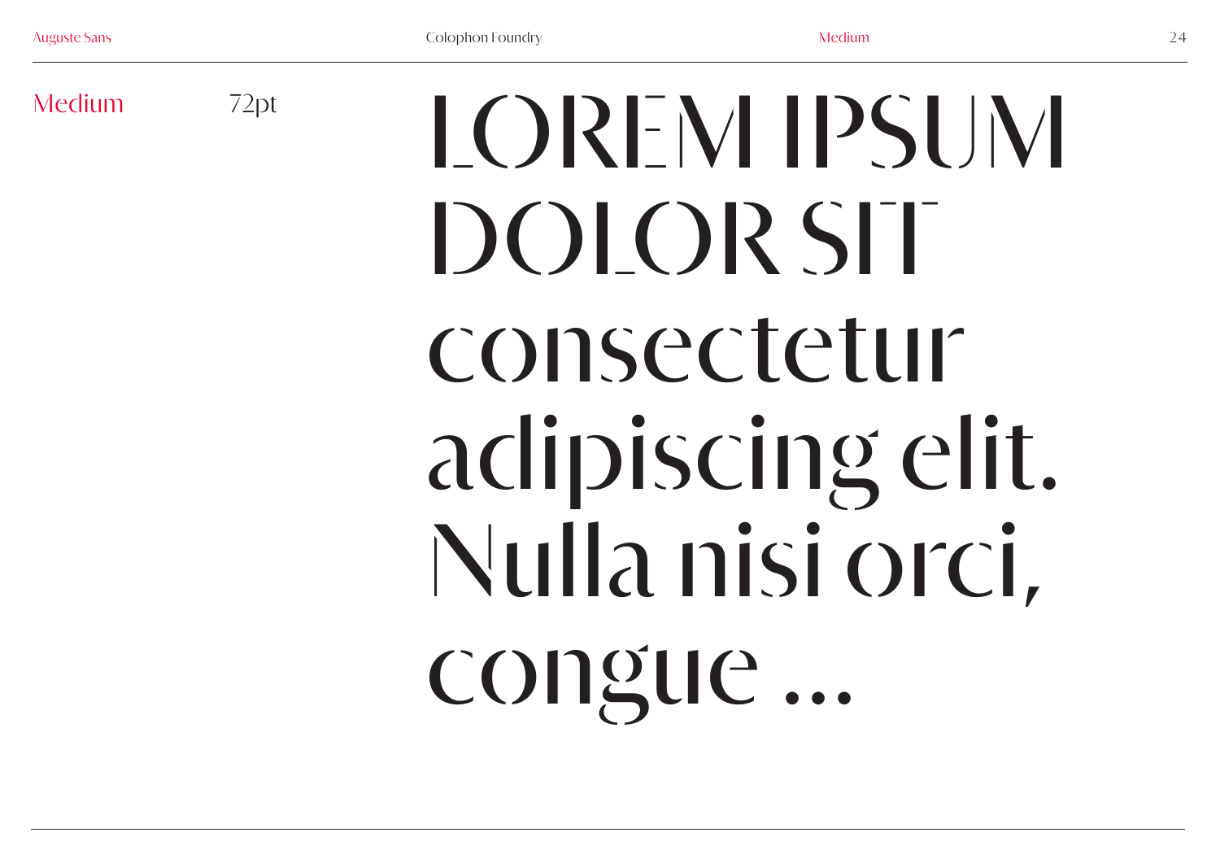Medium 72pt

LOREM IPSUM DOLOR SIT consectetur adipiscing elit. Nulla nisi orci, congue ...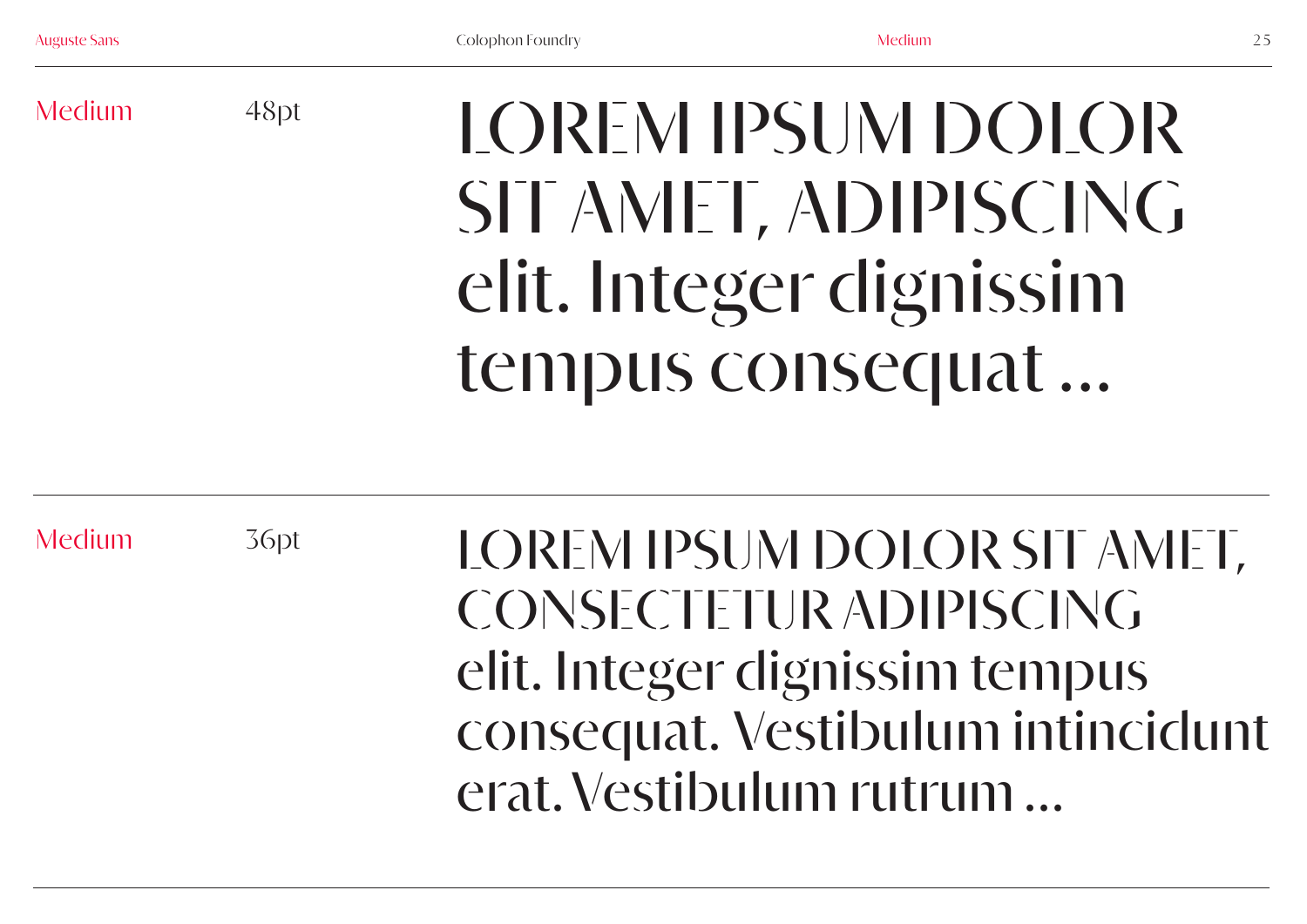Medium

48pt

LOREM IPSUM DOLOR SIT AMET, ADIPISCING elit. Integer dignissim tempus consequat …

Medium

36pt

LOREM IPSUM DOLOR SIT AMET, CONSECTETUR ADIPISCING elit. Integer dignissim tempus consequat. Vestibulum intincidunt erat. Vestibulum rutrum …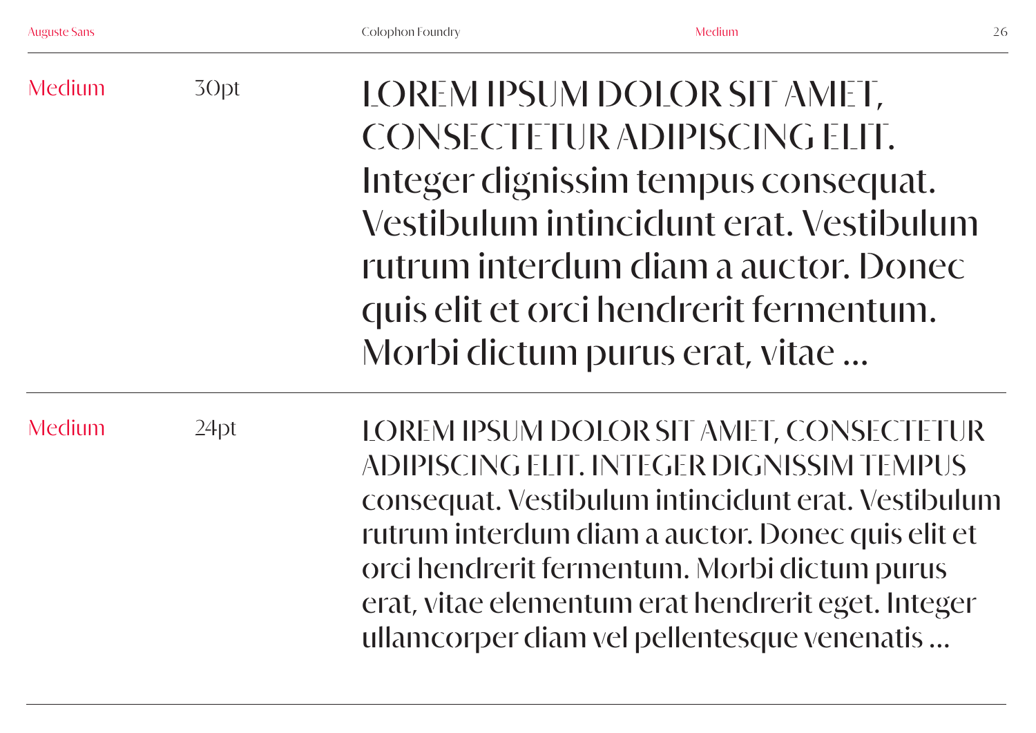| | | |
|---|---|---|
| Medium | 30pt | LOREM IPSUM DOLOR SIT AMET, CONSECTETUR ADIPISCING ELIT. Integer dignissim tempus consequat. Vestibulum intincidunt erat. Vestibulum rutrum interdum diam a auctor. Donec quis elit et orci hendrerit fermentum. Morbi dictum purus erat, vitae ... |
| Medium | 24pt | LOREM IPSUM DOLOR SIT AMET, CONSECTETUR ADIPISCING ELIT. INTEGER DIGNISSIM TEMPUS consequat. Vestibulum intincidunt erat. Vestibulum rutrum interdum diam a auctor. Donec quis elit et orci hendrerit fermentum. Morbi dictum purus erat, vitae elementum erat hendrerit eget. Integer ullamcorper diam vel pellentesque venenatis ... |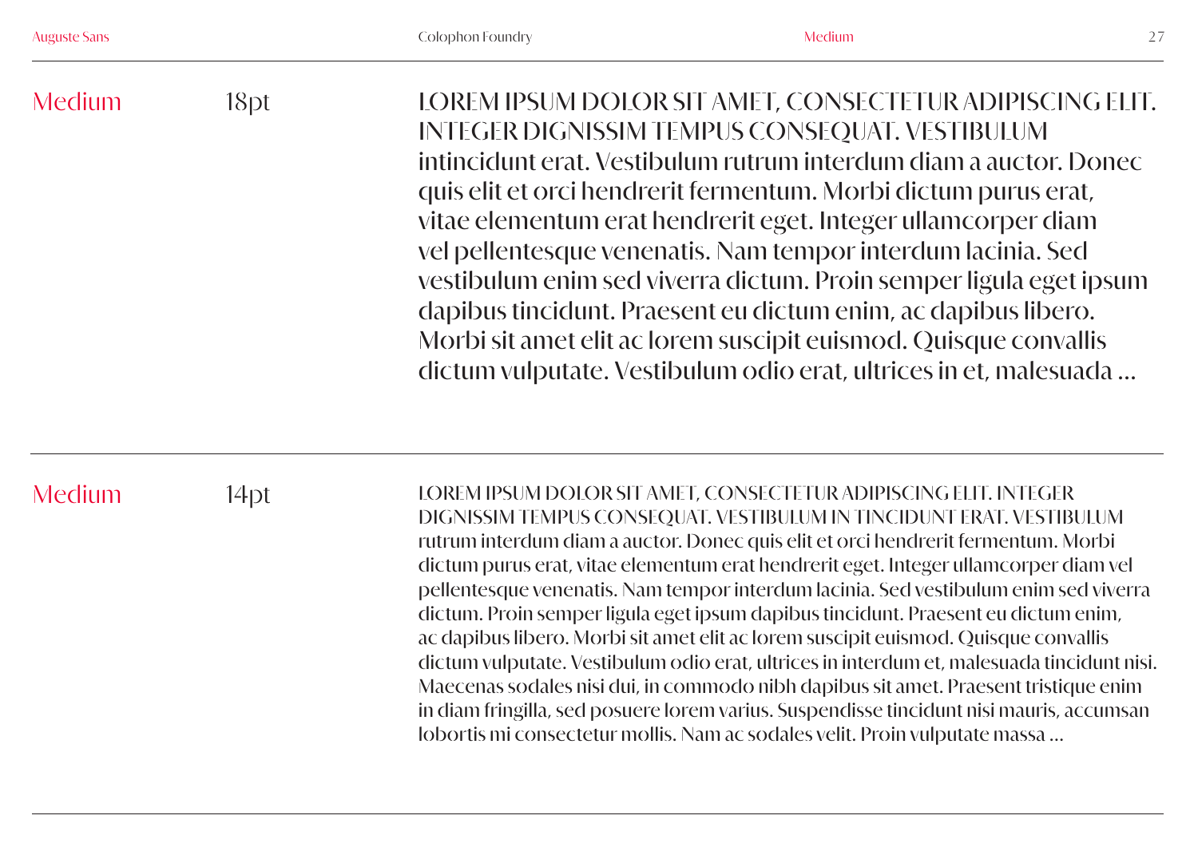Medium 18pt

LOREM IPSUM DOLOR SIT AMET, CONSECTETUR ADIPISCING ELIT. INTEGER DIGNISSIM TEMPUS CONSEQUAT. VESTIBULUM intincidunt erat. Vestibulum rutrum interdum diam a auctor. Donec quis elit et orci hendrerit fermentum. Morbi dictum purus erat, vitae elementum erat hendrerit eget. Integer ullamcorper diam vel pellentesque venenatis. Nam tempor interdum lacinia. Sed vestibulum enim sed viverra dictum. Proin semper ligula eget ipsum dapibus tincidunt. Praesent eu dictum enim, ac dapibus libero. Morbi sit amet elit ac lorem suscipit euismod. Quisque convallis dictum vulputate. Vestibulum odio erat, ultrices in et, malesuada …

Medium 14pt

LOREM IPSUM DOLOR SIT AMET, CONSECTETUR ADIPISCING ELIT. INTEGER DIGNISSIM TEMPUS CONSEQUAT. VESTIBULUM IN TINCIDUNT ERAT. VESTIBULUM rutrum interdum diam a auctor. Donec quis elit et orci hendrerit fermentum. Morbi dictum purus erat, vitae elementum erat hendrerit eget. Integer ullamcorper diam vel pellentesque venenatis. Nam tempor interdum lacinia. Sed vestibulum enim sed viverra dictum. Proin semper ligula eget ipsum dapibus tincidunt. Praesent eu dictum enim, ac dapibus libero. Morbi sit amet elit ac lorem suscipit euismod. Quisque convallis dictum vulputate. Vestibulum odio erat, ultrices in interdum et, malesuada tincidunt nisi. Maecenas sodales nisi dui, in commodo nibh dapibus sit amet. Praesent tristique enim in diam fringilla, sed posuere lorem varius. Suspendisse tincidunt nisi mauris, accumsan lobortis mi consectetur mollis. Nam ac sodales velit. Proin vulputate massa …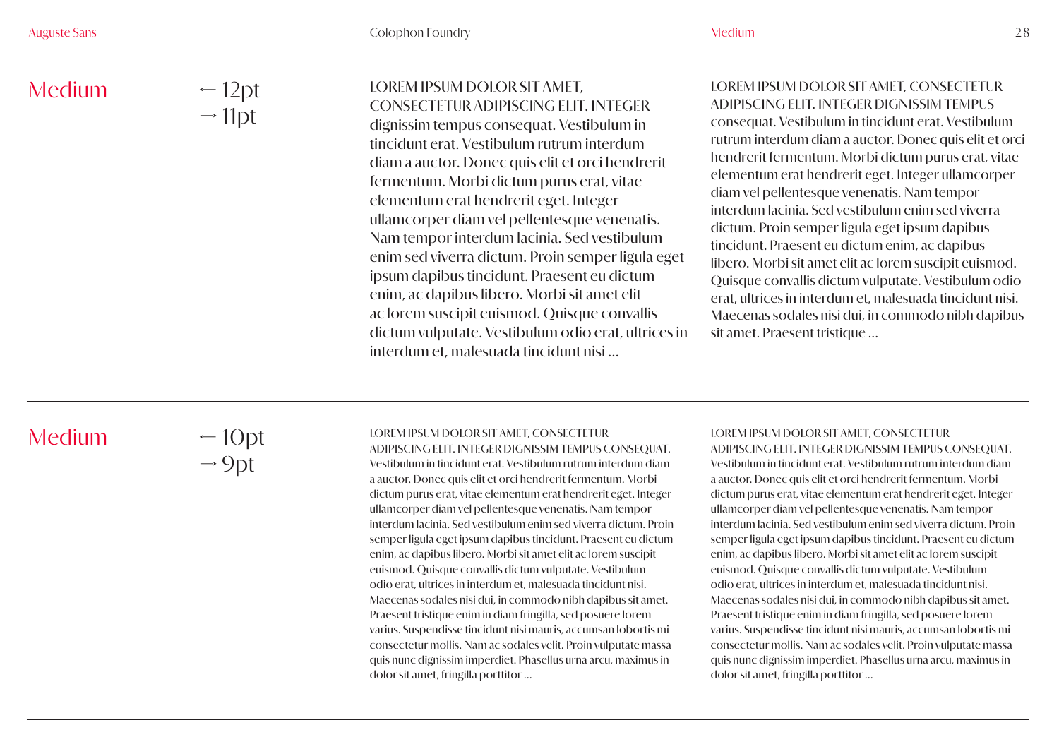## Medium

← 12pt
→ 11pt

LOREM IPSUM DOLOR SIT AMET, CONSECTETUR ADIPISCING ELIT. INTEGER dignissim tempus consequat. Vestibulum in tincidunt erat. Vestibulum rutrum interdum diam a auctor. Donec quis elit et orci hendrerit fermentum. Morbi dictum purus erat, vitae elementum erat hendrerit eget. Integer ullamcorper diam vel pellentesque venenatis. Nam tempor interdum lacinia. Sed vestibulum enim sed viverra dictum. Proin semper ligula eget ipsum dapibus tincidunt. Praesent eu dictum enim, ac dapibus libero. Morbi sit amet elit ac lorem suscipit euismod. Quisque convallis dictum vulputate. Vestibulum odio erat, ultrices in interdum et, malesuada tincidunt nisi …

LOREM IPSUM DOLOR SIT AMET, CONSECTETUR ADIPISCING ELIT. INTEGER DIGNISSIM TEMPUS consequat. Vestibulum in tincidunt erat. Vestibulum rutrum interdum diam a auctor. Donec quis elit et orci hendrerit fermentum. Morbi dictum purus erat, vitae elementum erat hendrerit eget. Integer ullamcorper diam vel pellentesque venenatis. Nam tempor interdum lacinia. Sed vestibulum enim sed viverra dictum. Proin semper ligula eget ipsum dapibus tincidunt. Praesent eu dictum enim, ac dapibus libero. Morbi sit amet elit ac lorem suscipit euismod. Quisque convallis dictum vulputate. Vestibulum odio erat, ultrices in interdum et, malesuada tincidunt nisi. Maecenas sodales nisi dui, in commodo nibh dapibus sit amet. Praesent tristique …

## Medium

← 10pt
→ 9pt

LOREM IPSUM DOLOR SIT AMET, CONSECTETUR ADIPISCING ELIT. INTEGER DIGNISSIM TEMPUS CONSEQUAT. Vestibulum in tincidunt erat. Vestibulum rutrum interdum diam a auctor. Donec quis elit et orci hendrerit fermentum. Morbi dictum purus erat, vitae elementum erat hendrerit eget. Integer ullamcorper diam vel pellentesque venenatis. Nam tempor interdum lacinia. Sed vestibulum enim sed viverra dictum. Proin semper ligula eget ipsum dapibus tincidunt. Praesent eu dictum enim, ac dapibus libero. Morbi sit amet elit ac lorem suscipit euismod. Quisque convallis dictum vulputate. Vestibulum odio erat, ultrices in interdum et, malesuada tincidunt nisi. Maecenas sodales nisi dui, in commodo nibh dapibus sit amet. Praesent tristique enim in diam fringilla, sed posuere lorem varius. Suspendisse tincidunt nisi mauris, accumsan lobortis mi consectetur mollis. Nam ac sodales velit. Proin vulputate massa quis nunc dignissim imperdiet. Phasellus urna arcu, maximus in dolor sit amet, fringilla porttitor …

LOREM IPSUM DOLOR SIT AMET, CONSECTETUR ADIPISCING ELIT. INTEGER DIGNISSIM TEMPUS CONSEQUAT. Vestibulum in tincidunt erat. Vestibulum rutrum interdum diam a auctor. Donec quis elit et orci hendrerit fermentum. Morbi dictum purus erat, vitae elementum erat hendrerit eget. Integer ullamcorper diam vel pellentesque venenatis. Nam tempor interdum lacinia. Sed vestibulum enim sed viverra dictum. Proin semper ligula eget ipsum dapibus tincidunt. Praesent eu dictum enim, ac dapibus libero. Morbi sit amet elit ac lorem suscipit euismod. Quisque convallis dictum vulputate. Vestibulum odio erat, ultrices in interdum et, malesuada tincidunt nisi. Maecenas sodales nisi dui, in commodo nibh dapibus sit amet. Praesent tristique enim in diam fringilla, sed posuere lorem varius. Suspendisse tincidunt nisi mauris, accumsan lobortis mi consectetur mollis. Nam ac sodales velit. Proin vulputate massa quis nunc dignissim imperdiet. Phasellus urna arcu, maximus in dolor sit amet, fringilla porttitor …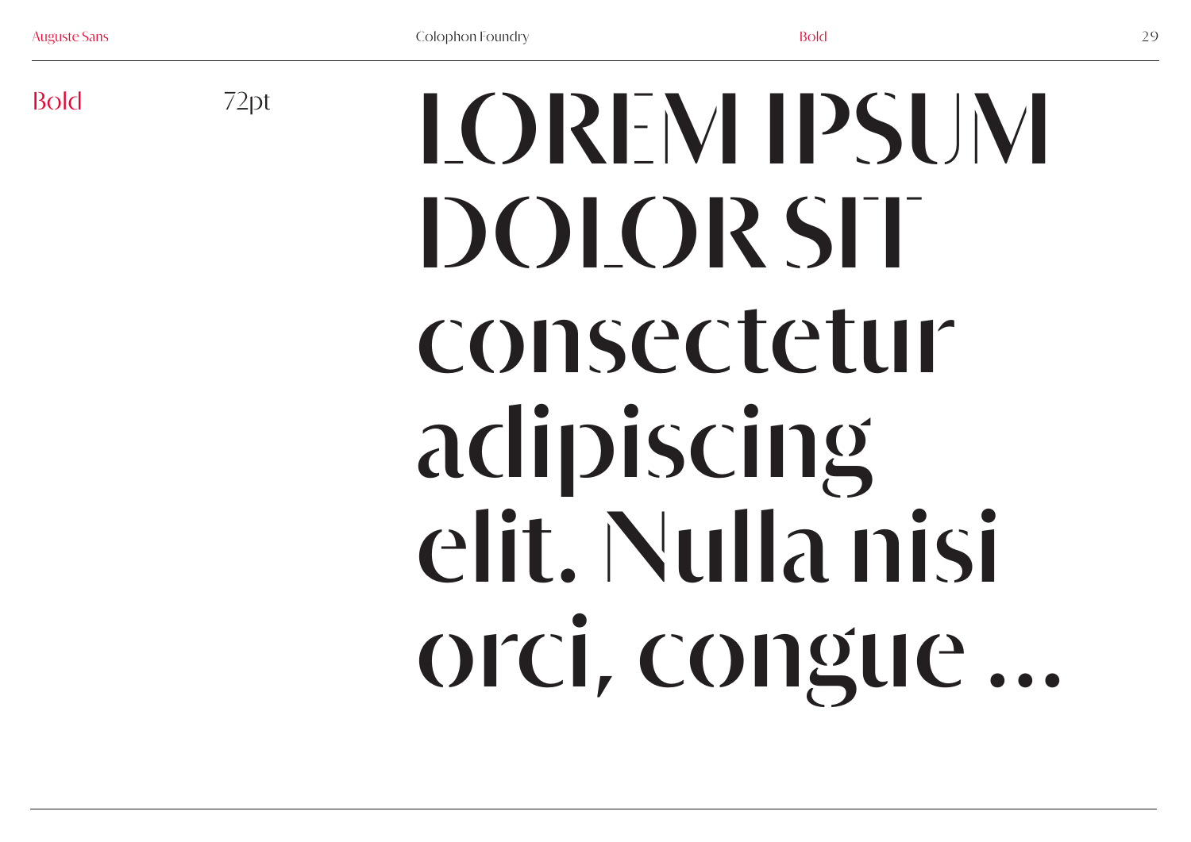Bold

72pt

LOREM IPSUM DOLOR SIT consectetur adipiscing elit. Nulla nisi orci, congue ...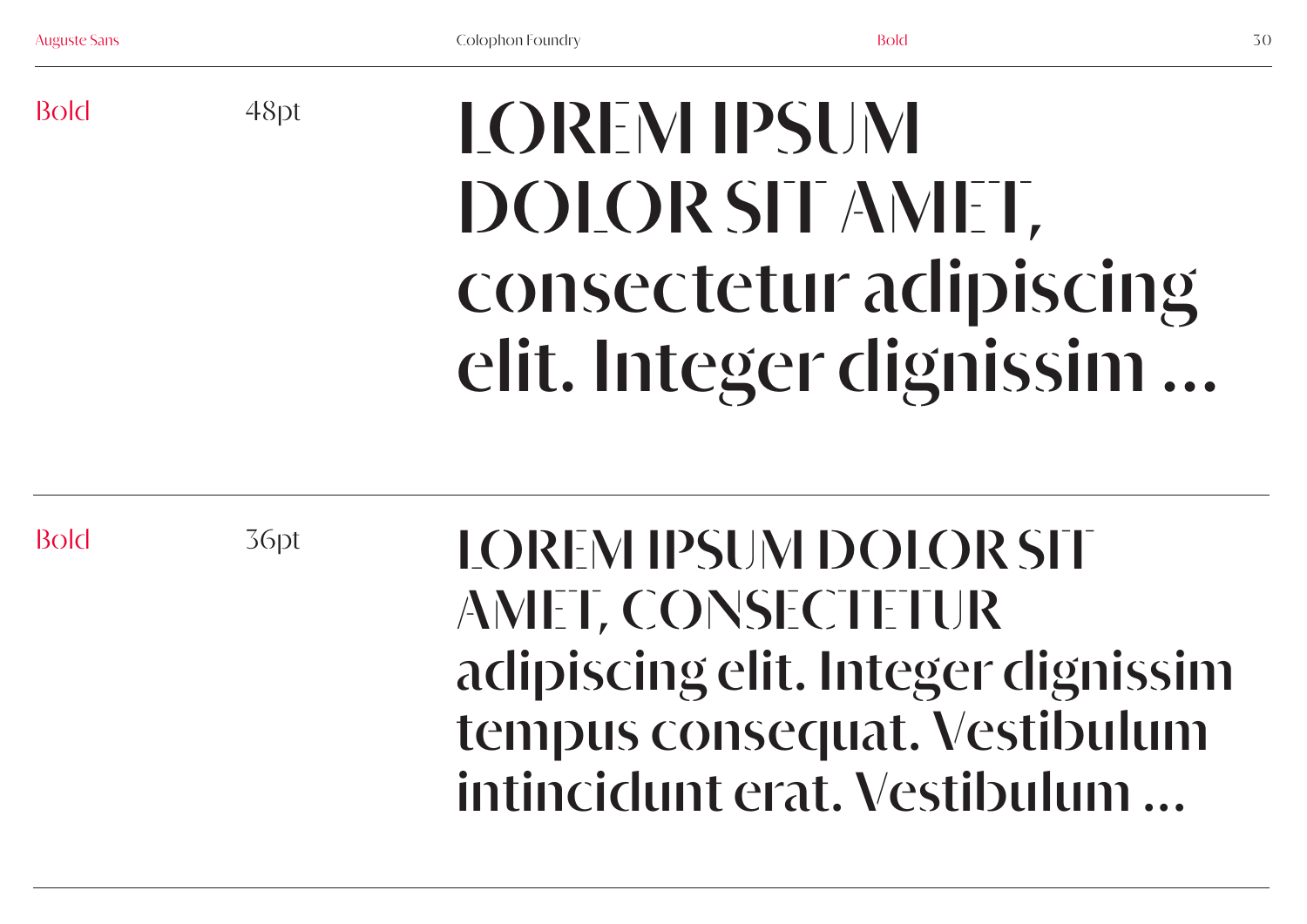Bold 48pt

LOREM IPSUM DOLOR SIT AMET, consectetur adipiscing elit. Integer dignissim ...

Bold 36pt

LOREM IPSUM DOLOR SIT AMET, CONSECTETUR adipiscing elit. Integer dignissim tempus consequat. Vestibulum intincidunt erat. Vestibulum ...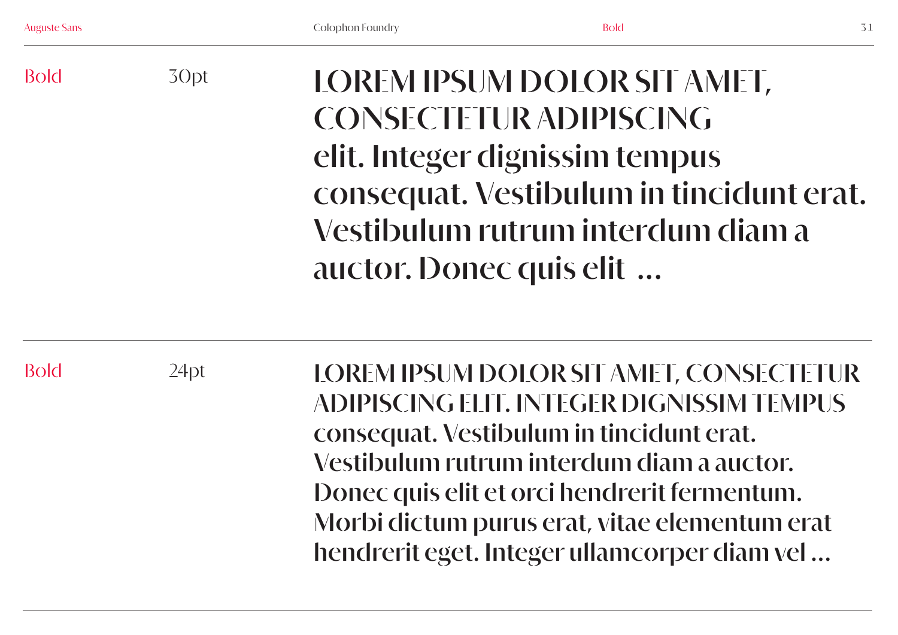Bold | 30pt

LOREM IPSUM DOLOR SIT AMET, CONSECTETUR ADIPISCING elit. Integer dignissim tempus consequat. Vestibulum in tincidunt erat. Vestibulum rutrum interdum diam a auctor. Donec quis elit ...

Bold | 24pt

LOREM IPSUM DOLOR SIT AMET, CONSECTETUR ADIPISCING ELIT. INTEGER DIGNISSIM TEMPUS consequat. Vestibulum in tincidunt erat. Vestibulum rutrum interdum diam a auctor. Donec quis elit et orci hendrerit fermentum. Morbi dictum purus erat, vitae elementum erat hendrerit eget. Integer ullamcorper diam vel ...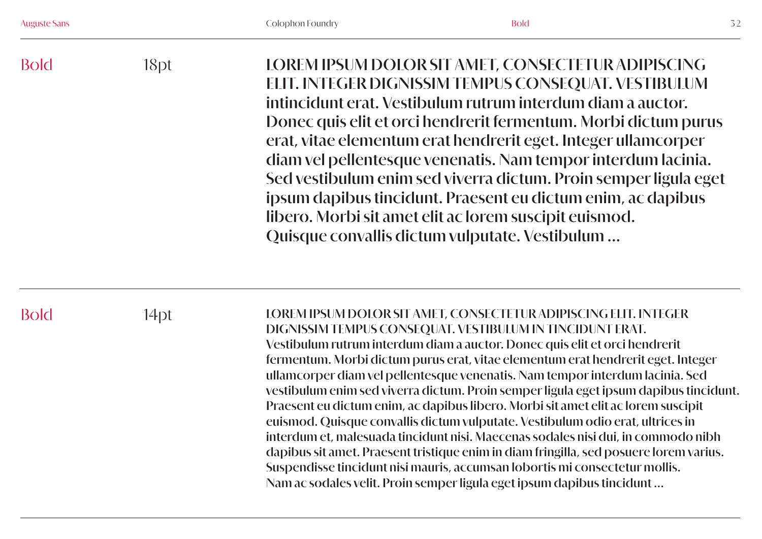Bold 18pt

LOREM IPSUM DOLOR SIT AMET, CONSECTETUR ADIPISCING ELIT. INTEGER DIGNISSIM TEMPUS CONSEQUAT. VESTIBULUM intincidunt erat. Vestibulum rutrum interdum diam a auctor. Donec quis elit et orci hendrerit fermentum. Morbi dictum purus erat, vitae elementum erat hendrerit eget. Integer ullamcorper diam vel pellentesque venenatis. Nam tempor interdum lacinia. Sed vestibulum enim sed viverra dictum. Proin semper ligula eget ipsum dapibus tincidunt. Praesent eu dictum enim, ac dapibus libero. Morbi sit amet elit ac lorem suscipit euismod. Quisque convallis dictum vulputate. Vestibulum ...

Bold 14pt

LOREM IPSUM DOLOR SIT AMET, CONSECTETUR ADIPISCING ELIT. INTEGER DIGNISSIM TEMPUS CONSEQUAT. VESTIBULUM IN TINCIDUNT ERAT. Vestibulum rutrum interdum diam a auctor. Donec quis elit et orci hendrerit fermentum. Morbi dictum purus erat, vitae elementum erat hendrerit eget. Integer ullamcorper diam vel pellentesque venenatis. Nam tempor interdum lacinia. Sed vestibulum enim sed viverra dictum. Proin semper ligula eget ipsum dapibus tincidunt. Praesent eu dictum enim, ac dapibus libero. Morbi sit amet elit ac lorem suscipit euismod. Quisque convallis dictum vulputate. Vestibulum odio erat, ultrices in interdum et, malesuada tincidunt nisi. Maecenas sodales nisi dui, in commodo nibh dapibus sit amet. Praesent tristique enim in diam fringilla, sed posuere lorem varius. Suspendisse tincidunt nisi mauris, accumsan lobortis mi consectetur mollis. Nam ac sodales velit. Proin semper ligula eget ipsum dapibus tincidunt ...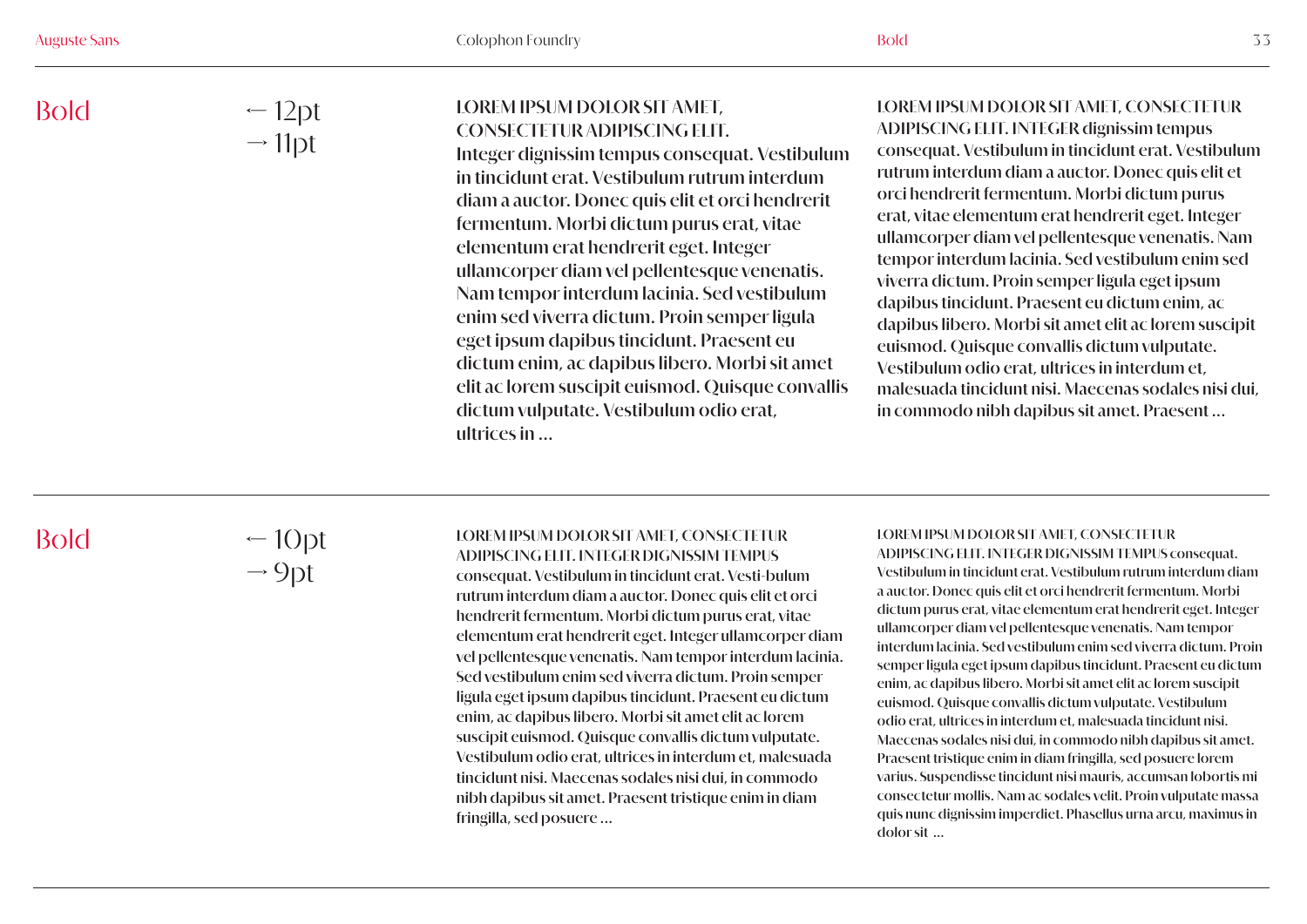## Bold

← 12pt
→ 11pt

LOREM IPSUM DOLOR SIT AMET, CONSECTETUR ADIPISCING ELIT. Integer dignissim tempus consequat. Vestibulum in tincidunt erat. Vestibulum rutrum interdum diam a auctor. Donec quis elit et orci hendrerit fermentum. Morbi dictum purus erat, vitae elementum erat hendrerit eget. Integer ullamcorper diam vel pellentesque venenatis. Nam tempor interdum lacinia. Sed vestibulum enim sed viverra dictum. Proin semper ligula eget ipsum dapibus tincidunt. Praesent eu dictum enim, ac dapibus libero. Morbi sit amet elit ac lorem suscipit euismod. Quisque convallis dictum vulputate. Vestibulum odio erat, ultrices in …

LOREM IPSUM DOLOR SIT AMET, CONSECTETUR ADIPISCING ELIT. INTEGER dignissim tempus consequat. Vestibulum in tincidunt erat. Vestibulum rutrum interdum diam a auctor. Donec quis elit et orci hendrerit fermentum. Morbi dictum purus erat, vitae elementum erat hendrerit eget. Integer ullamcorper diam vel pellentesque venenatis. Nam tempor interdum lacinia. Sed vestibulum enim sed viverra dictum. Proin semper ligula eget ipsum dapibus tincidunt. Praesent eu dictum enim, ac dapibus libero. Morbi sit amet elit ac lorem suscipit euismod. Quisque convallis dictum vulputate. Vestibulum odio erat, ultrices in interdum et, malesuada tincidunt nisi. Maecenas sodales nisi dui, in commodo nibh dapibus sit amet. Praesent …

## Bold

← 10pt
→ 9pt

LOREM IPSUM DOLOR SIT AMET, CONSECTETUR ADIPISCING ELIT. INTEGER DIGNISSIM TEMPUS consequat. Vestibulum in tincidunt erat. Vesti-bulum rutrum interdum diam a auctor. Donec quis elit et orci hendrerit fermentum. Morbi dictum purus erat, vitae elementum erat hendrerit eget. Integer ullamcorper diam vel pellentesque venenatis. Nam tempor interdum lacinia. Sed vestibulum enim sed viverra dictum. Proin semper ligula eget ipsum dapibus tincidunt. Praesent eu dictum enim, ac dapibus libero. Morbi sit amet elit ac lorem suscipit euismod. Quisque convallis dictum vulputate. Vestibulum odio erat, ultrices in interdum et, malesuada tincidunt nisi. Maecenas sodales nisi dui, in commodo nibh dapibus sit amet. Praesent tristique enim in diam fringilla, sed posuere …

LOREM IPSUM DOLOR SIT AMET, CONSECTETUR ADIPISCING ELIT. INTEGER DIGNISSIM TEMPUS consequat. Vestibulum in tincidunt erat. Vestibulum rutrum interdum diam a auctor. Donec quis elit et orci hendrerit fermentum. Morbi dictum purus erat, vitae elementum erat hendrerit eget. Integer ullamcorper diam vel pellentesque venenatis. Nam tempor interdum lacinia. Sed vestibulum enim sed viverra dictum. Proin semper ligula eget ipsum dapibus tincidunt. Praesent eu dictum enim, ac dapibus libero. Morbi sit amet elit ac lorem suscipit euismod. Quisque convallis dictum vulputate. Vestibulum odio erat, ultrices in interdum et, malesuada tincidunt nisi. Maecenas sodales nisi dui, in commodo nibh dapibus sit amet. Praesent tristique enim in diam fringilla, sed posuere lorem varius. Suspendisse tincidunt nisi mauris, accumsan lobortis mi consectetur mollis. Nam ac sodales velit. Proin vulputate massa quis nunc dignissim imperdiet. Phasellus urna arcu, maximus in dolor sit …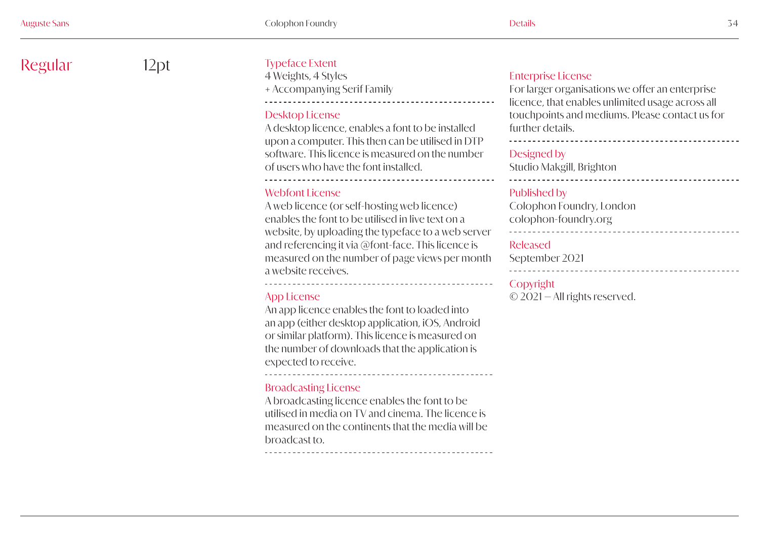Regular 12pt

### Typeface Extent
4 Weights, 4 Styles
+ Accompanying Serif Family

### Desktop License
A desktop licence, enables a font to be installed upon a computer. This then can be utilised in DTP software. This licence is measured on the number of users who have the font installed.

### Webfont License
A web licence (or self-hosting web licence) enables the font to be utilised in live text on a website, by uploading the typeface to a web server and referencing it via @font-face. This licence is measured on the number of page views per month a website receives.

### App License
An app licence enables the font to loaded into an app (either desktop application, iOS, Android or similar platform). This licence is measured on the number of downloads that the application is expected to receive.

### Broadcasting License
A broadcasting licence enables the font to be utilised in media on TV and cinema. The licence is measured on the continents that the media will be broadcast to.

### Enterprise License
For larger organisations we offer an enterprise licence, that enables unlimited usage across all touchpoints and mediums. Please contact us for further details.

### Designed by
Studio Makgill, Brighton

### Published by
Colophon Foundry, London
colophon-foundry.org

### Released
September 2021

### Copyright
© 2021 — All rights reserved.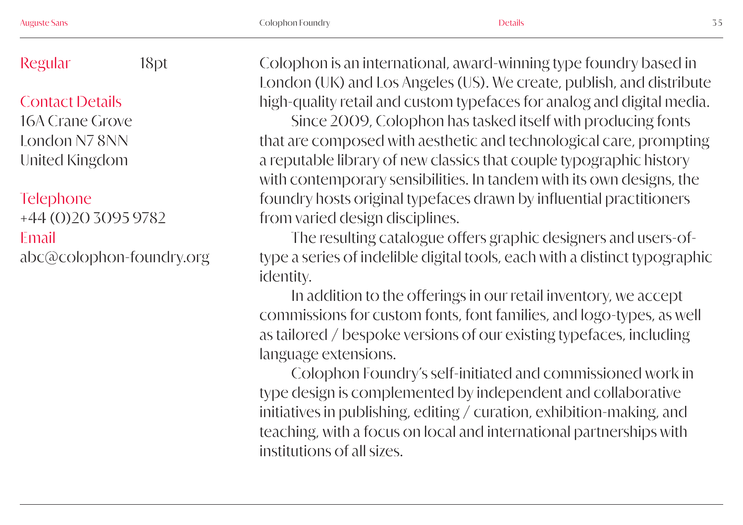Regular 18pt

Contact Details
16A Crane Grove
London N7 8NN
United Kingdom

Telephone
+44 (0)20 3095 9782
Email
abc@colophon-foundry.org

Colophon is an international, award-winning type foundry based in London (UK) and Los Angeles (US). We create, publish, and distribute high-quality retail and custom typefaces for analog and digital media.

Since 2009, Colophon has tasked itself with producing fonts that are composed with aesthetic and technological care, prompting a reputable library of new classics that couple typographic history with contemporary sensibilities. In tandem with its own designs, the foundry hosts original typefaces drawn by influential practitioners from varied design disciplines.

The resulting catalogue offers graphic designers and users-of-type a series of indelible digital tools, each with a distinct typographic identity.

In addition to the offerings in our retail inventory, we accept commissions for custom fonts, font families, and logo-types, as well as tailored / bespoke versions of our existing typefaces, including language extensions.

Colophon Foundry's self-initiated and commissioned work in type design is complemented by independent and collaborative initiatives in publishing, editing / curation, exhibition-making, and teaching, with a focus on local and international partnerships with institutions of all sizes.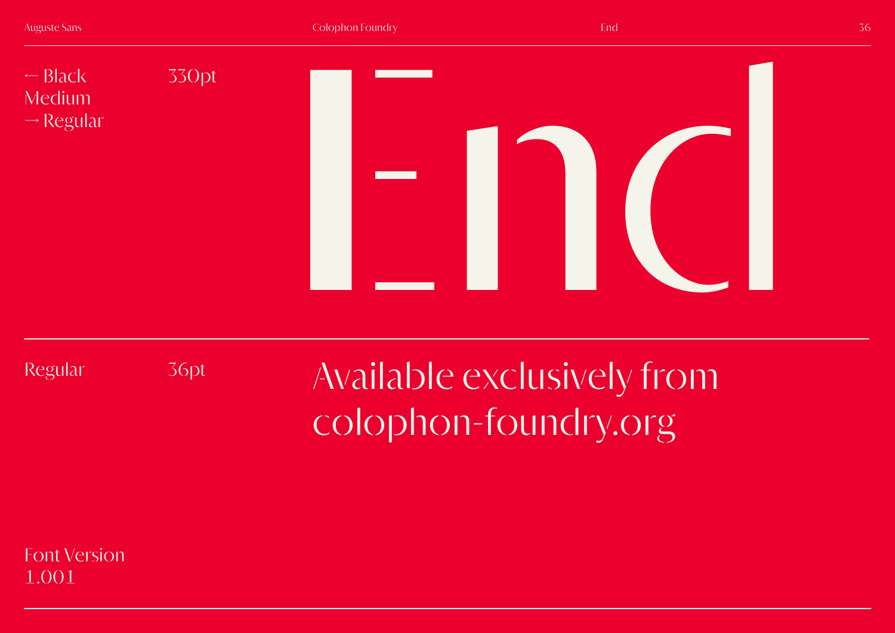← Black
Medium
→ Regular

330pt

# End

Regular

36pt

Available exclusively from colophon-foundry.org

Font Version
1.001